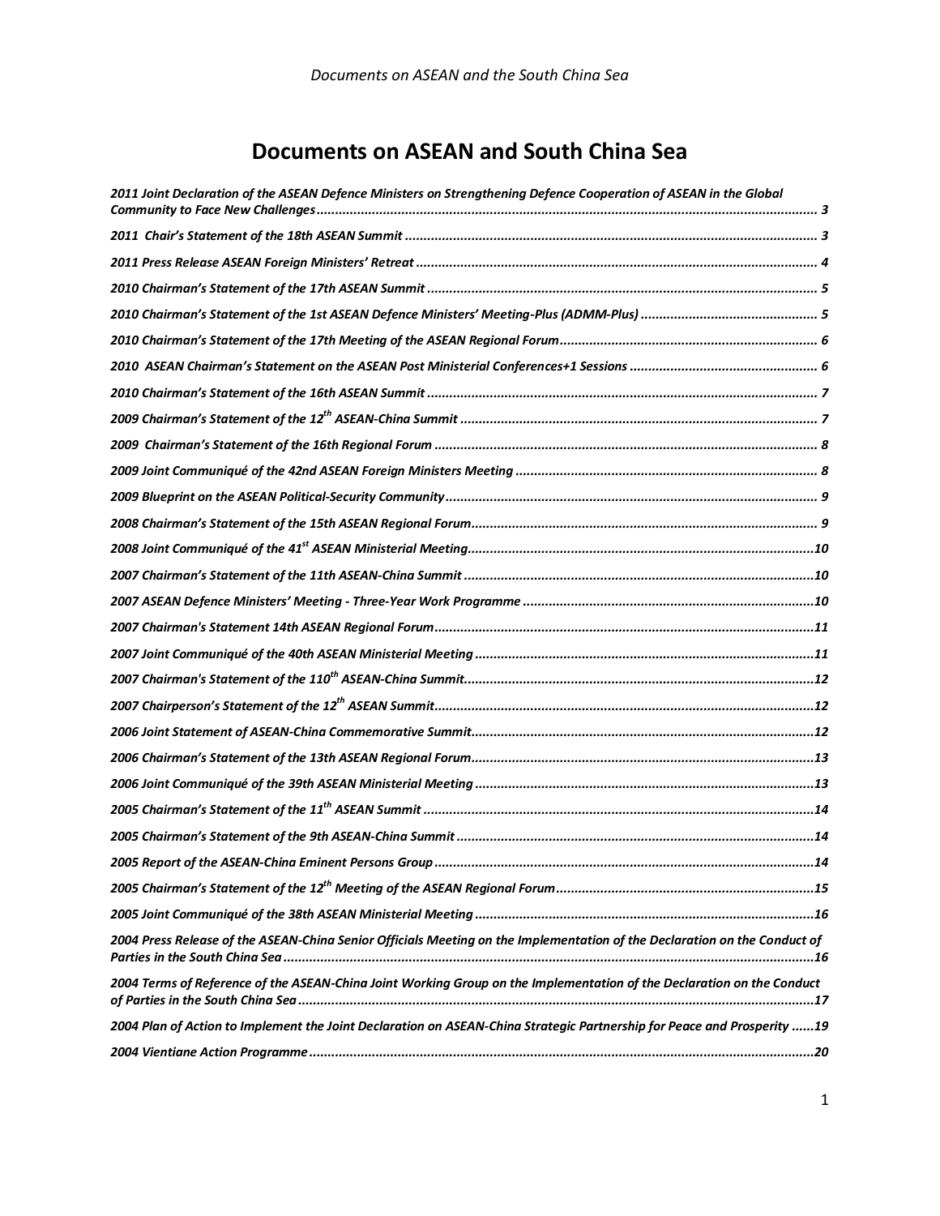# Documents on ASEAN and South China Sea

*2011 Joint Declaration of the ASEAN Defence Ministers on Strengthening Defence Cooperation of ASEAN in the Global Community to Face New Challenges* ...... 3

*2011 Chair's Statement of the 18th ASEAN Summit* ...... 3

*2011 Press Release ASEAN Foreign Ministers' Retreat* ...... 4

*2010 Chairman's Statement of the 17th ASEAN Summit* ...... 5

*2010 Chairman's Statement of the 1st ASEAN Defence Ministers' Meeting-Plus (ADMM-Plus)* ...... 5

*2010 Chairman's Statement of the 17th Meeting of the ASEAN Regional Forum* ...... 6

*2010 ASEAN Chairman's Statement on the ASEAN Post Ministerial Conferences+1 Sessions* ...... 6

*2010 Chairman's Statement of the 16th ASEAN Summit* ...... 7

*2009 Chairman's Statement of the 12th ASEAN-China Summit* ...... 7

*2009 Chairman's Statement of the 16th Regional Forum* ...... 8

*2009 Joint Communiqué of the 42nd ASEAN Foreign Ministers Meeting* ...... 8

*2009 Blueprint on the ASEAN Political-Security Community* ...... 9

*2008 Chairman's Statement of the 15th ASEAN Regional Forum* ...... 9

*2008 Joint Communiqué of the 41st ASEAN Ministerial Meeting* ...... 10

*2007 Chairman's Statement of the 11th ASEAN-China Summit* ...... 10

*2007 ASEAN Defence Ministers' Meeting - Three-Year Work Programme* ...... 10

*2007 Chairman's Statement 14th ASEAN Regional Forum* ...... 11

*2007 Joint Communiqué of the 40th ASEAN Ministerial Meeting* ...... 11

*2007 Chairman's Statement of the 110th ASEAN-China Summit* ...... 12

*2007 Chairperson's Statement of the 12th ASEAN Summit* ...... 12

*2006 Joint Statement of ASEAN-China Commemorative Summit* ...... 12

*2006 Chairman's Statement of the 13th ASEAN Regional Forum* ...... 13

*2006 Joint Communiqué of the 39th ASEAN Ministerial Meeting* ...... 13

*2005 Chairman's Statement of the 11th ASEAN Summit* ...... 14

*2005 Chairman's Statement of the 9th ASEAN-China Summit* ...... 14

*2005 Report of the ASEAN-China Eminent Persons Group* ...... 14

*2005 Chairman's Statement of the 12th Meeting of the ASEAN Regional Forum* ...... 15

*2005 Joint Communiqué of the 38th ASEAN Ministerial Meeting* ...... 16

*2004 Press Release of the ASEAN-China Senior Officials Meeting on the Implementation of the Declaration on the Conduct of Parties in the South China Sea* ...... 16

*2004 Terms of Reference of the ASEAN-China Joint Working Group on the Implementation of the Declaration on the Conduct of Parties in the South China Sea* ...... 17

*2004 Plan of Action to Implement the Joint Declaration on ASEAN-China Strategic Partnership for Peace and Prosperity* ...... 19

*2004 Vientiane Action Programme* ...... 20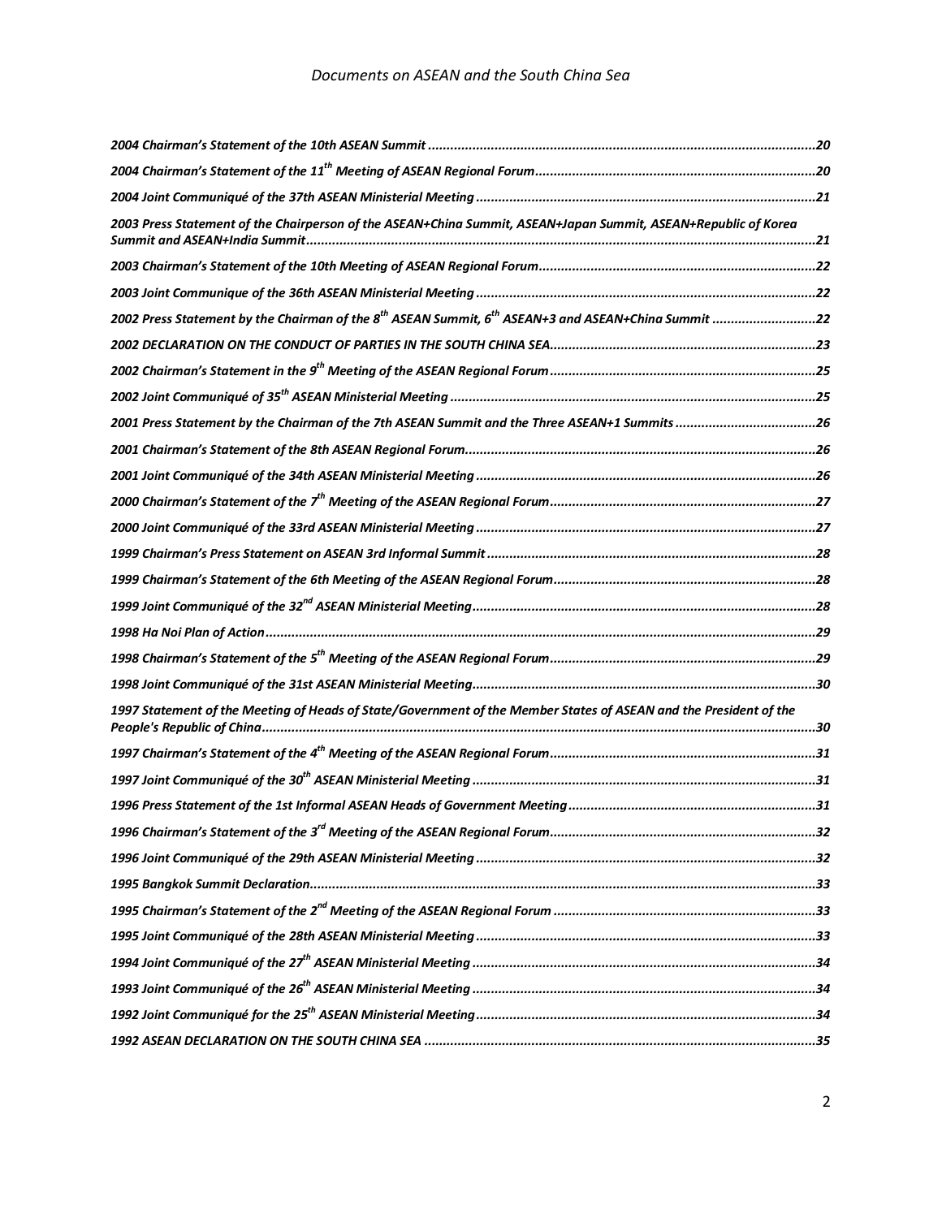*2004 Chairman's Statement of the 10th ASEAN Summit ........................................................................................................20*

*2004 Chairman's Statement of the 11th Meeting of ASEAN Regional Forum..........................................................................20*

*2004 Joint Communiqué of the 37th ASEAN Ministerial Meeting ...........................................................................................21*

*2003 Press Statement of the Chairperson of the ASEAN+China Summit, ASEAN+Japan Summit, ASEAN+Republic of Korea Summit and ASEAN+India Summit.........................................................................................................................................21*

*2003 Chairman's Statement of the 10th Meeting of ASEAN Regional Forum..........................................................................22*

*2003 Joint Communique of the 36th ASEAN Ministerial Meeting ...........................................................................................22*

*2002 Press Statement by the Chairman of the 8th ASEAN Summit, 6th ASEAN+3 and ASEAN+China Summit ............................22*

*2002 DECLARATION ON THE CONDUCT OF PARTIES IN THE SOUTH CHINA SEA.......................................................................23*

*2002 Chairman's Statement in the 9th Meeting of the ASEAN Regional Forum........................................................................25*

*2002 Joint Communiqué of 35th ASEAN Ministerial Meeting ..................................................................................................25*

*2001 Press Statement by the Chairman of the 7th ASEAN Summit and the Three ASEAN+1 Summits ......................................26*

*2001 Chairman's Statement of the 8th ASEAN Regional Forum...............................................................................................26*

*2001 Joint Communiqué of the 34th ASEAN Ministerial Meeting ...........................................................................................26*

*2000 Chairman's Statement of the 7th Meeting of the ASEAN Regional Forum.......................................................................27*

*2000 Joint Communiqué of the 33rd ASEAN Ministerial Meeting ...........................................................................................27*

*1999 Chairman's Press Statement on ASEAN 3rd Informal Summit .........................................................................................28*

*1999 Chairman's Statement of the 6th Meeting of the ASEAN Regional Forum......................................................................28*

*1999 Joint Communiqué of the 32nd ASEAN Ministerial Meeting............................................................................................28*

*1998 Ha Noi Plan of Action....................................................................................................................................................29*

*1998 Chairman's Statement of the 5th Meeting of the ASEAN Regional Forum.......................................................................29*

*1998 Joint Communiqué of the 31st ASEAN Ministerial Meeting............................................................................................30*

*1997 Statement of the Meeting of Heads of State/Government of the Member States of ASEAN and the President of the People's Republic of China.....................................................................................................................................................30*

*1997 Chairman's Statement of the 4th Meeting of the ASEAN Regional Forum.......................................................................31*

*1997 Joint Communiqué of the 30th ASEAN Ministerial Meeting ............................................................................................31*

*1996 Press Statement of the 1st Informal ASEAN Heads of Government Meeting..................................................................31*

*1996 Chairman's Statement of the 3rd Meeting of the ASEAN Regional Forum.......................................................................32*

*1996 Joint Communiqué of the 29th ASEAN Ministerial Meeting ...........................................................................................32*

*1995 Bangkok Summit Declaration........................................................................................................................................33*

*1995 Chairman's Statement of the 2nd Meeting of the ASEAN Regional Forum ......................................................................33*

*1995 Joint Communiqué of the 28th ASEAN Ministerial Meeting ...........................................................................................33*

*1994 Joint Communiqué of the 27th ASEAN Ministerial Meeting ............................................................................................34*

*1993 Joint Communiqué of the 26th ASEAN Ministerial Meeting ............................................................................................34*

*1992 Joint Communiqué for the 25th ASEAN Ministerial Meeting...........................................................................................34*

*1992 ASEAN DECLARATION ON THE SOUTH CHINA SEA .........................................................................................................35*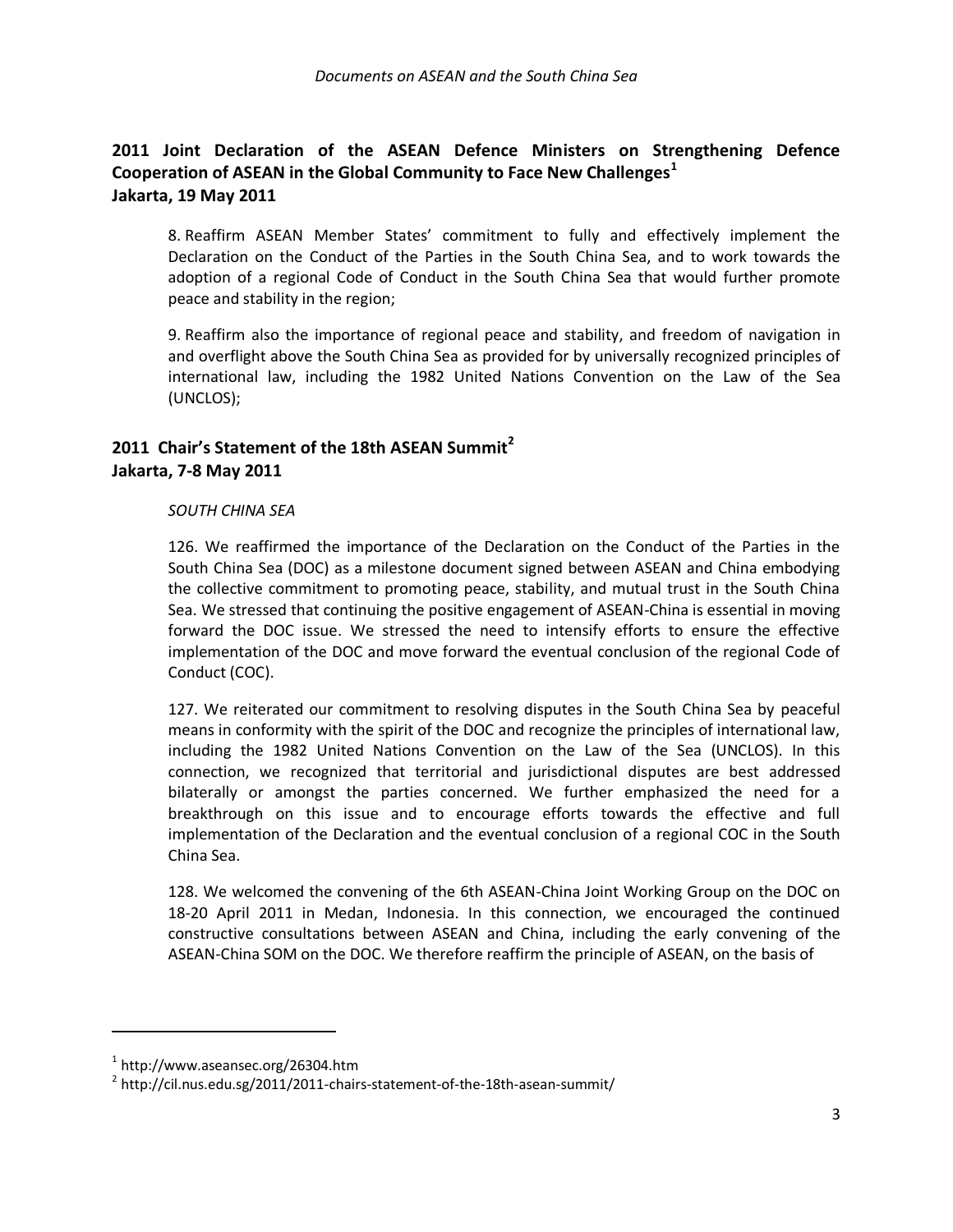## 2011 Joint Declaration of the ASEAN Defence Ministers on Strengthening Defence Cooperation of ASEAN in the Global Community to Face New Challenges[1]
## Jakarta, 19 May 2011

8. Reaffirm ASEAN Member States' commitment to fully and effectively implement the Declaration on the Conduct of the Parties in the South China Sea, and to work towards the adoption of a regional Code of Conduct in the South China Sea that would further promote peace and stability in the region;

9. Reaffirm also the importance of regional peace and stability, and freedom of navigation in and overflight above the South China Sea as provided for by universally recognized principles of international law, including the 1982 United Nations Convention on the Law of the Sea (UNCLOS);

## 2011 Chair's Statement of the 18th ASEAN Summit[2]
## Jakarta, 7-8 May 2011

*SOUTH CHINA SEA*

126. We reaffirmed the importance of the Declaration on the Conduct of the Parties in the South China Sea (DOC) as a milestone document signed between ASEAN and China embodying the collective commitment to promoting peace, stability, and mutual trust in the South China Sea. We stressed that continuing the positive engagement of ASEAN-China is essential in moving forward the DOC issue. We stressed the need to intensify efforts to ensure the effective implementation of the DOC and move forward the eventual conclusion of the regional Code of Conduct (COC).

127. We reiterated our commitment to resolving disputes in the South China Sea by peaceful means in conformity with the spirit of the DOC and recognize the principles of international law, including the 1982 United Nations Convention on the Law of the Sea (UNCLOS). In this connection, we recognized that territorial and jurisdictional disputes are best addressed bilaterally or amongst the parties concerned. We further emphasized the need for a breakthrough on this issue and to encourage efforts towards the effective and full implementation of the Declaration and the eventual conclusion of a regional COC in the South China Sea.

128. We welcomed the convening of the 6th ASEAN-China Joint Working Group on the DOC on 18-20 April 2011 in Medan, Indonesia. In this connection, we encouraged the continued constructive consultations between ASEAN and China, including the early convening of the ASEAN-China SOM on the DOC. We therefore reaffirm the principle of ASEAN, on the basis of

---

[1] http://www.aseansec.org/26304.htm

[2] http://cil.nus.edu.sg/2011/2011-chairs-statement-of-the-18th-asean-summit/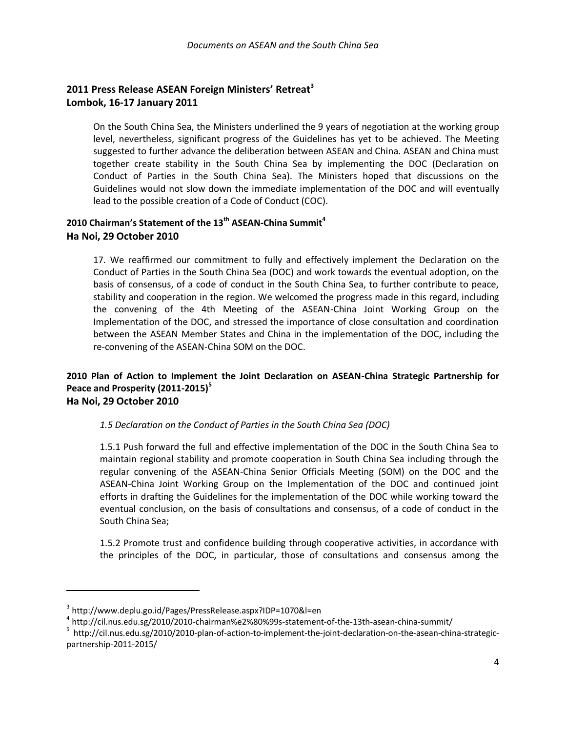## 2011 Press Release ASEAN Foreign Ministers' Retreat[3]
## Lombok, 16-17 January 2011

On the South China Sea, the Ministers underlined the 9 years of negotiation at the working group level, nevertheless, significant progress of the Guidelines has yet to be achieved. The Meeting suggested to further advance the deliberation between ASEAN and China. ASEAN and China must together create stability in the South China Sea by implementing the DOC (Declaration on Conduct of Parties in the South China Sea). The Ministers hoped that discussions on the Guidelines would not slow down the immediate implementation of the DOC and will eventually lead to the possible creation of a Code of Conduct (COC).

## 2010 Chairman's Statement of the 13th ASEAN-China Summit[4]
## Ha Noi, 29 October 2010

17. We reaffirmed our commitment to fully and effectively implement the Declaration on the Conduct of Parties in the South China Sea (DOC) and work towards the eventual adoption, on the basis of consensus, of a code of conduct in the South China Sea, to further contribute to peace, stability and cooperation in the region. We welcomed the progress made in this regard, including the convening of the 4th Meeting of the ASEAN-China Joint Working Group on the Implementation of the DOC, and stressed the importance of close consultation and coordination between the ASEAN Member States and China in the implementation of the DOC, including the re-convening of the ASEAN-China SOM on the DOC.

## 2010 Plan of Action to Implement the Joint Declaration on ASEAN-China Strategic Partnership for Peace and Prosperity (2011-2015)[5]
## Ha Noi, 29 October 2010

*1.5 Declaration on the Conduct of Parties in the South China Sea (DOC)*

1.5.1 Push forward the full and effective implementation of the DOC in the South China Sea to maintain regional stability and promote cooperation in South China Sea including through the regular convening of the ASEAN-China Senior Officials Meeting (SOM) on the DOC and the ASEAN-China Joint Working Group on the Implementation of the DOC and continued joint efforts in drafting the Guidelines for the implementation of the DOC while working toward the eventual conclusion, on the basis of consultations and consensus, of a code of conduct in the South China Sea;

1.5.2 Promote trust and confidence building through cooperative activities, in accordance with the principles of the DOC, in particular, those of consultations and consensus among the

---

[3] http://www.deplu.go.id/Pages/PressRelease.aspx?IDP=1070&l=en

[4] http://cil.nus.edu.sg/2010/2010-chairman%e2%80%99s-statement-of-the-13th-asean-china-summit/

[5] http://cil.nus.edu.sg/2010/2010-plan-of-action-to-implement-the-joint-declaration-on-the-asean-china-strategic-partnership-2011-2015/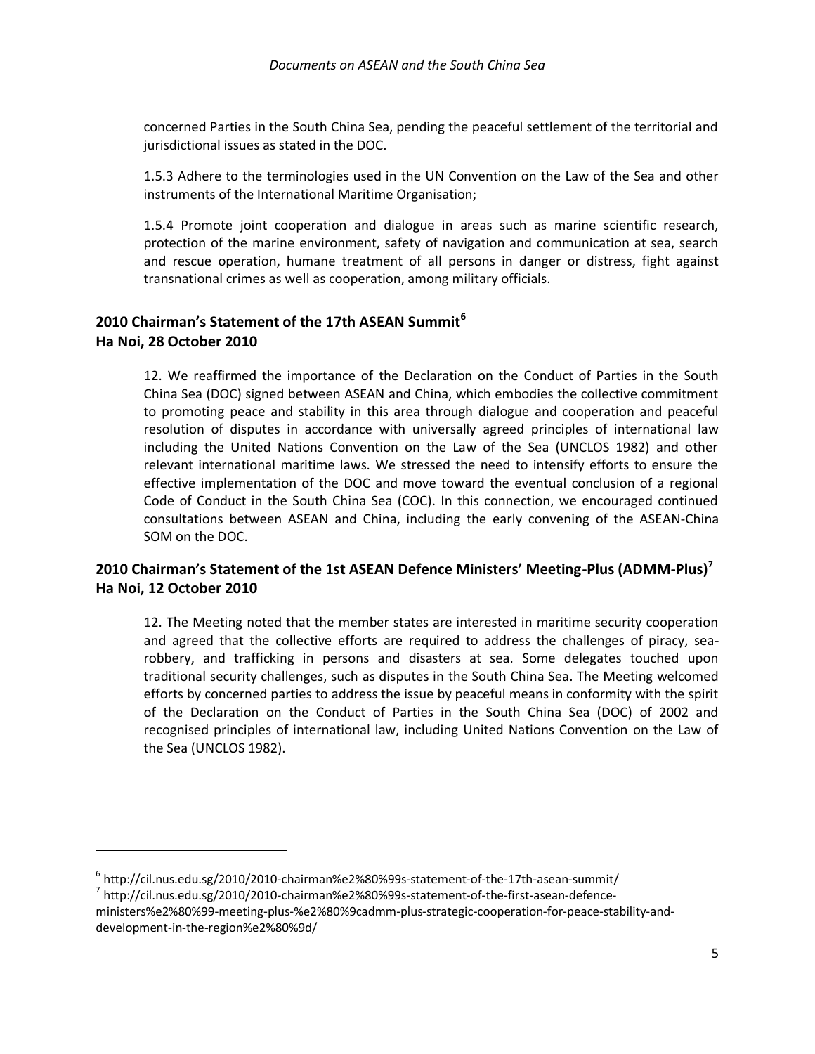concerned Parties in the South China Sea, pending the peaceful settlement of the territorial and jurisdictional issues as stated in the DOC.

1.5.3 Adhere to the terminologies used in the UN Convention on the Law of the Sea and other instruments of the International Maritime Organisation;

1.5.4 Promote joint cooperation and dialogue in areas such as marine scientific research, protection of the marine environment, safety of navigation and communication at sea, search and rescue operation, humane treatment of all persons in danger or distress, fight against transnational crimes as well as cooperation, among military officials.

## 2010 Chairman's Statement of the 17th ASEAN Summit[6]
## Ha Noi, 28 October 2010

12. We reaffirmed the importance of the Declaration on the Conduct of Parties in the South China Sea (DOC) signed between ASEAN and China, which embodies the collective commitment to promoting peace and stability in this area through dialogue and cooperation and peaceful resolution of disputes in accordance with universally agreed principles of international law including the United Nations Convention on the Law of the Sea (UNCLOS 1982) and other relevant international maritime laws. We stressed the need to intensify efforts to ensure the effective implementation of the DOC and move toward the eventual conclusion of a regional Code of Conduct in the South China Sea (COC). In this connection, we encouraged continued consultations between ASEAN and China, including the early convening of the ASEAN-China SOM on the DOC.

## 2010 Chairman's Statement of the 1st ASEAN Defence Ministers' Meeting-Plus (ADMM-Plus)[7]
## Ha Noi, 12 October 2010

12. The Meeting noted that the member states are interested in maritime security cooperation and agreed that the collective efforts are required to address the challenges of piracy, sea-robbery, and trafficking in persons and disasters at sea. Some delegates touched upon traditional security challenges, such as disputes in the South China Sea. The Meeting welcomed efforts by concerned parties to address the issue by peaceful means in conformity with the spirit of the Declaration on the Conduct of Parties in the South China Sea (DOC) of 2002 and recognised principles of international law, including United Nations Convention on the Law of the Sea (UNCLOS 1982).

---

[6] http://cil.nus.edu.sg/2010/2010-chairman%e2%80%99s-statement-of-the-17th-asean-summit/

[7] http://cil.nus.edu.sg/2010/2010-chairman%e2%80%99s-statement-of-the-first-asean-defence-ministers%e2%80%99-meeting-plus-%e2%80%9cadmm-plus-strategic-cooperation-for-peace-stability-and-development-in-the-region%e2%80%9d/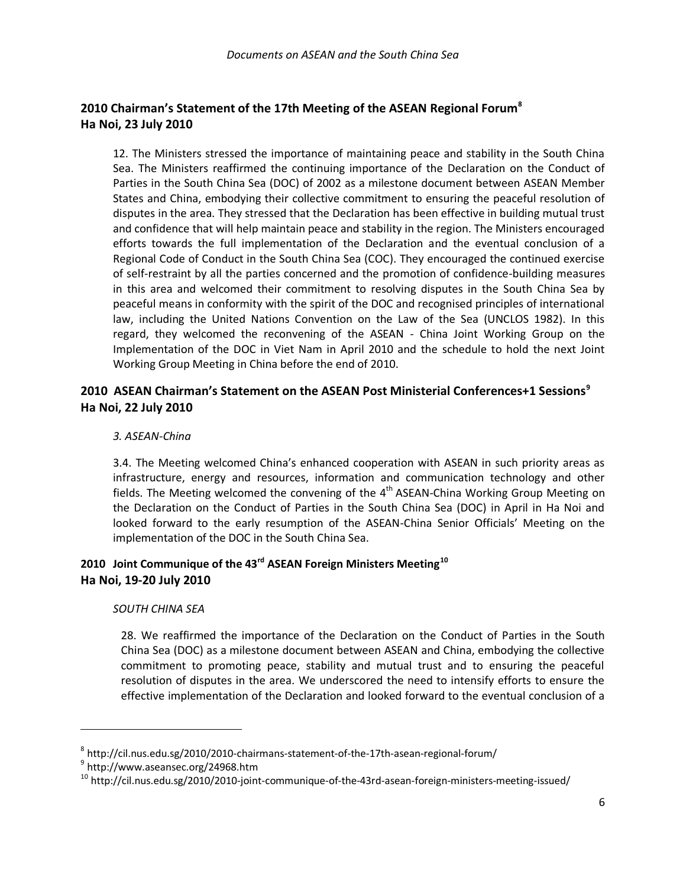## 2010 Chairman's Statement of the 17th Meeting of the ASEAN Regional Forum[8]
## Ha Noi, 23 July 2010

12. The Ministers stressed the importance of maintaining peace and stability in the South China Sea. The Ministers reaffirmed the continuing importance of the Declaration on the Conduct of Parties in the South China Sea (DOC) of 2002 as a milestone document between ASEAN Member States and China, embodying their collective commitment to ensuring the peaceful resolution of disputes in the area. They stressed that the Declaration has been effective in building mutual trust and confidence that will help maintain peace and stability in the region. The Ministers encouraged efforts towards the full implementation of the Declaration and the eventual conclusion of a Regional Code of Conduct in the South China Sea (COC). They encouraged the continued exercise of self-restraint by all the parties concerned and the promotion of confidence-building measures in this area and welcomed their commitment to resolving disputes in the South China Sea by peaceful means in conformity with the spirit of the DOC and recognised principles of international law, including the United Nations Convention on the Law of the Sea (UNCLOS 1982). In this regard, they welcomed the reconvening of the ASEAN - China Joint Working Group on the Implementation of the DOC in Viet Nam in April 2010 and the schedule to hold the next Joint Working Group Meeting in China before the end of 2010.

## 2010 ASEAN Chairman's Statement on the ASEAN Post Ministerial Conferences+1 Sessions[9]
## Ha Noi, 22 July 2010

*3. ASEAN-China*

3.4. The Meeting welcomed China's enhanced cooperation with ASEAN in such priority areas as infrastructure, energy and resources, information and communication technology and other fields. The Meeting welcomed the convening of the 4th ASEAN-China Working Group Meeting on the Declaration on the Conduct of Parties in the South China Sea (DOC) in April in Ha Noi and looked forward to the early resumption of the ASEAN-China Senior Officials' Meeting on the implementation of the DOC in the South China Sea.

## 2010 Joint Communique of the 43rd ASEAN Foreign Ministers Meeting[10]
## Ha Noi, 19-20 July 2010

*SOUTH CHINA SEA*

28. We reaffirmed the importance of the Declaration on the Conduct of Parties in the South China Sea (DOC) as a milestone document between ASEAN and China, embodying the collective commitment to promoting peace, stability and mutual trust and to ensuring the peaceful resolution of disputes in the area. We underscored the need to intensify efforts to ensure the effective implementation of the Declaration and looked forward to the eventual conclusion of a

---

[8] http://cil.nus.edu.sg/2010/2010-chairmans-statement-of-the-17th-asean-regional-forum/

[9] http://www.aseansec.org/24968.htm

[10] http://cil.nus.edu.sg/2010/2010-joint-communique-of-the-43rd-asean-foreign-ministers-meeting-issued/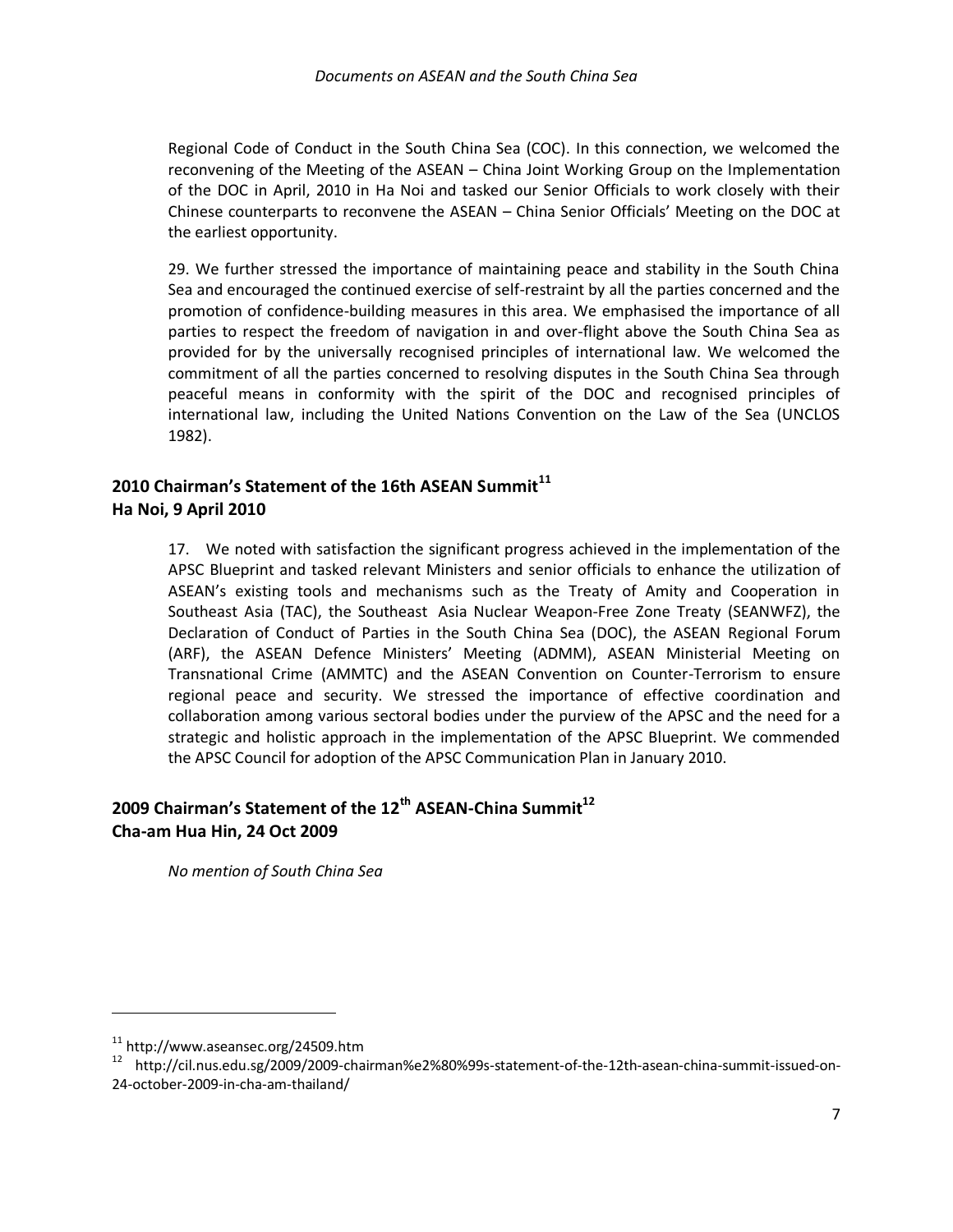Regional Code of Conduct in the South China Sea (COC). In this connection, we welcomed the reconvening of the Meeting of the ASEAN – China Joint Working Group on the Implementation of the DOC in April, 2010 in Ha Noi and tasked our Senior Officials to work closely with their Chinese counterparts to reconvene the ASEAN – China Senior Officials' Meeting on the DOC at the earliest opportunity.

29. We further stressed the importance of maintaining peace and stability in the South China Sea and encouraged the continued exercise of self-restraint by all the parties concerned and the promotion of confidence-building measures in this area. We emphasised the importance of all parties to respect the freedom of navigation in and over-flight above the South China Sea as provided for by the universally recognised principles of international law. We welcomed the commitment of all the parties concerned to resolving disputes in the South China Sea through peaceful means in conformity with the spirit of the DOC and recognised principles of international law, including the United Nations Convention on the Law of the Sea (UNCLOS 1982).

## 2010 Chairman's Statement of the 16th ASEAN Summit[11]
## Ha Noi, 9 April 2010

17. We noted with satisfaction the significant progress achieved in the implementation of the APSC Blueprint and tasked relevant Ministers and senior officials to enhance the utilization of ASEAN's existing tools and mechanisms such as the Treaty of Amity and Cooperation in Southeast Asia (TAC), the Southeast Asia Nuclear Weapon-Free Zone Treaty (SEANWFZ), the Declaration of Conduct of Parties in the South China Sea (DOC), the ASEAN Regional Forum (ARF), the ASEAN Defence Ministers' Meeting (ADMM), ASEAN Ministerial Meeting on Transnational Crime (AMMTC) and the ASEAN Convention on Counter-Terrorism to ensure regional peace and security. We stressed the importance of effective coordination and collaboration among various sectoral bodies under the purview of the APSC and the need for a strategic and holistic approach in the implementation of the APSC Blueprint. We commended the APSC Council for adoption of the APSC Communication Plan in January 2010.

## 2009 Chairman's Statement of the 12th ASEAN-China Summit[12]
## Cha-am Hua Hin, 24 Oct 2009

*No mention of South China Sea*

---

[11] http://www.aseansec.org/24509.htm

[12] http://cil.nus.edu.sg/2009/2009-chairman%e2%80%99s-statement-of-the-12th-asean-china-summit-issued-on-24-october-2009-in-cha-am-thailand/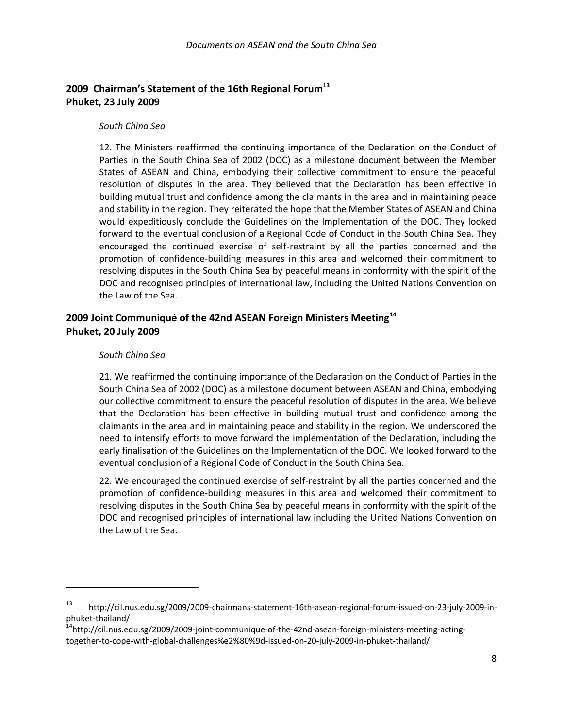## 2009 Chairman's Statement of the 16th Regional Forum[13]
## Phuket, 23 July 2009

*South China Sea*

12. The Ministers reaffirmed the continuing importance of the Declaration on the Conduct of Parties in the South China Sea of 2002 (DOC) as a milestone document between the Member States of ASEAN and China, embodying their collective commitment to ensure the peaceful resolution of disputes in the area. They believed that the Declaration has been effective in building mutual trust and confidence among the claimants in the area and in maintaining peace and stability in the region. They reiterated the hope that the Member States of ASEAN and China would expeditiously conclude the Guidelines on the Implementation of the DOC. They looked forward to the eventual conclusion of a Regional Code of Conduct in the South China Sea. They encouraged the continued exercise of self-restraint by all the parties concerned and the promotion of confidence-building measures in this area and welcomed their commitment to resolving disputes in the South China Sea by peaceful means in conformity with the spirit of the DOC and recognised principles of international law, including the United Nations Convention on the Law of the Sea.

## 2009 Joint Communiqué of the 42nd ASEAN Foreign Ministers Meeting[14]
## Phuket, 20 July 2009

*South China Sea*

21. We reaffirmed the continuing importance of the Declaration on the Conduct of Parties in the South China Sea of 2002 (DOC) as a milestone document between ASEAN and China, embodying our collective commitment to ensure the peaceful resolution of disputes in the area. We believe that the Declaration has been effective in building mutual trust and confidence among the claimants in the area and in maintaining peace and stability in the region. We underscored the need to intensify efforts to move forward the implementation of the Declaration, including the early finalisation of the Guidelines on the Implementation of the DOC. We looked forward to the eventual conclusion of a Regional Code of Conduct in the South China Sea.

22. We encouraged the continued exercise of self-restraint by all the parties concerned and the promotion of confidence-building measures in this area and welcomed their commitment to resolving disputes in the South China Sea by peaceful means in conformity with the spirit of the DOC and recognised principles of international law including the United Nations Convention on the Law of the Sea.

---

[13] http://cil.nus.edu.sg/2009/2009-chairmans-statement-16th-asean-regional-forum-issued-on-23-july-2009-in-phuket-thailand/

[14] http://cil.nus.edu.sg/2009/2009-joint-communique-of-the-42nd-asean-foreign-ministers-meeting-acting-together-to-cope-with-global-challenges%e2%80%9d-issued-on-20-july-2009-in-phuket-thailand/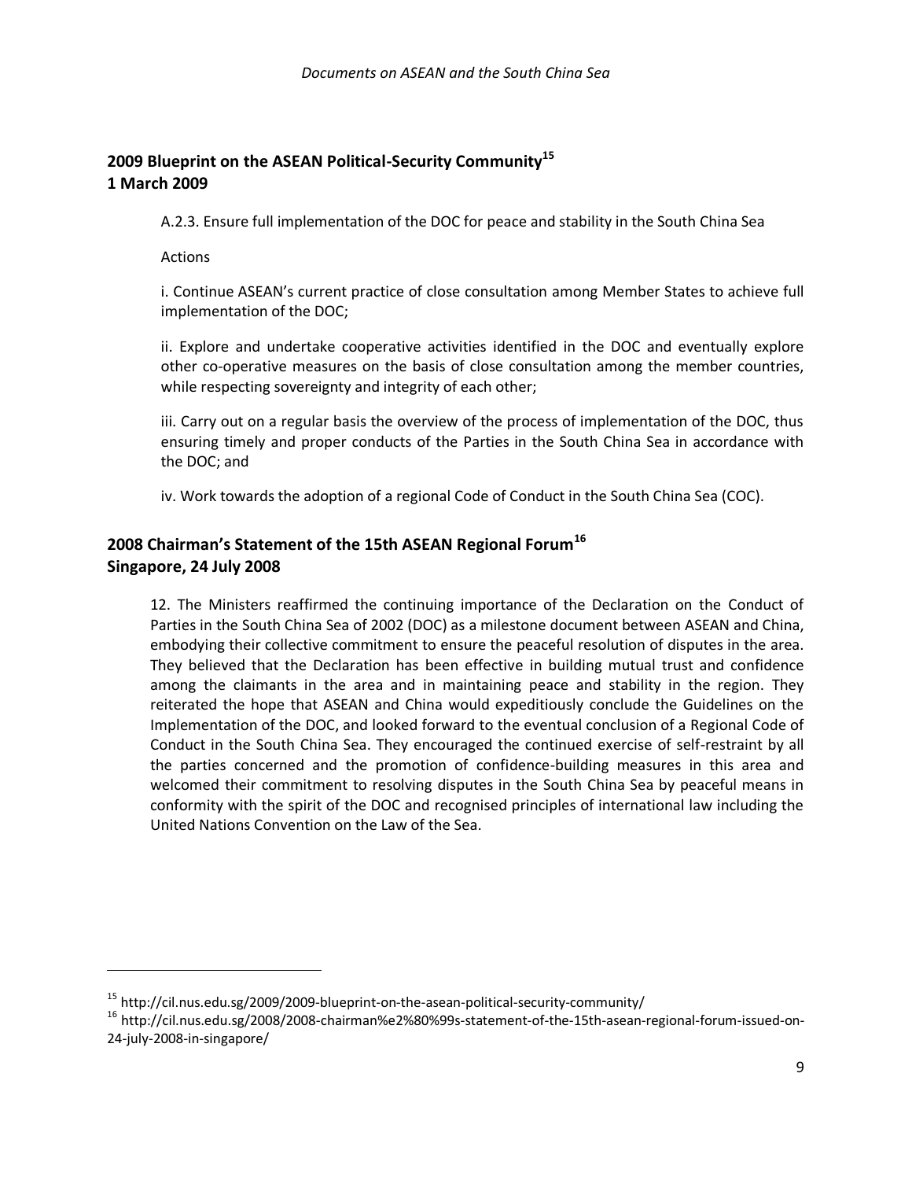## 2009 Blueprint on the ASEAN Political-Security Community[15]
## 1 March 2009

A.2.3. Ensure full implementation of the DOC for peace and stability in the South China Sea

Actions

i. Continue ASEAN's current practice of close consultation among Member States to achieve full implementation of the DOC;

ii. Explore and undertake cooperative activities identified in the DOC and eventually explore other co-operative measures on the basis of close consultation among the member countries, while respecting sovereignty and integrity of each other;

iii. Carry out on a regular basis the overview of the process of implementation of the DOC, thus ensuring timely and proper conducts of the Parties in the South China Sea in accordance with the DOC; and

iv. Work towards the adoption of a regional Code of Conduct in the South China Sea (COC).

## 2008 Chairman's Statement of the 15th ASEAN Regional Forum[16]
## Singapore, 24 July 2008

12. The Ministers reaffirmed the continuing importance of the Declaration on the Conduct of Parties in the South China Sea of 2002 (DOC) as a milestone document between ASEAN and China, embodying their collective commitment to ensure the peaceful resolution of disputes in the area. They believed that the Declaration has been effective in building mutual trust and confidence among the claimants in the area and in maintaining peace and stability in the region. They reiterated the hope that ASEAN and China would expeditiously conclude the Guidelines on the Implementation of the DOC, and looked forward to the eventual conclusion of a Regional Code of Conduct in the South China Sea. They encouraged the continued exercise of self-restraint by all the parties concerned and the promotion of confidence-building measures in this area and welcomed their commitment to resolving disputes in the South China Sea by peaceful means in conformity with the spirit of the DOC and recognised principles of international law including the United Nations Convention on the Law of the Sea.

---

[15] http://cil.nus.edu.sg/2009/2009-blueprint-on-the-asean-political-security-community/

[16] http://cil.nus.edu.sg/2008/2008-chairman%e2%80%99s-statement-of-the-15th-asean-regional-forum-issued-on-24-july-2008-in-singapore/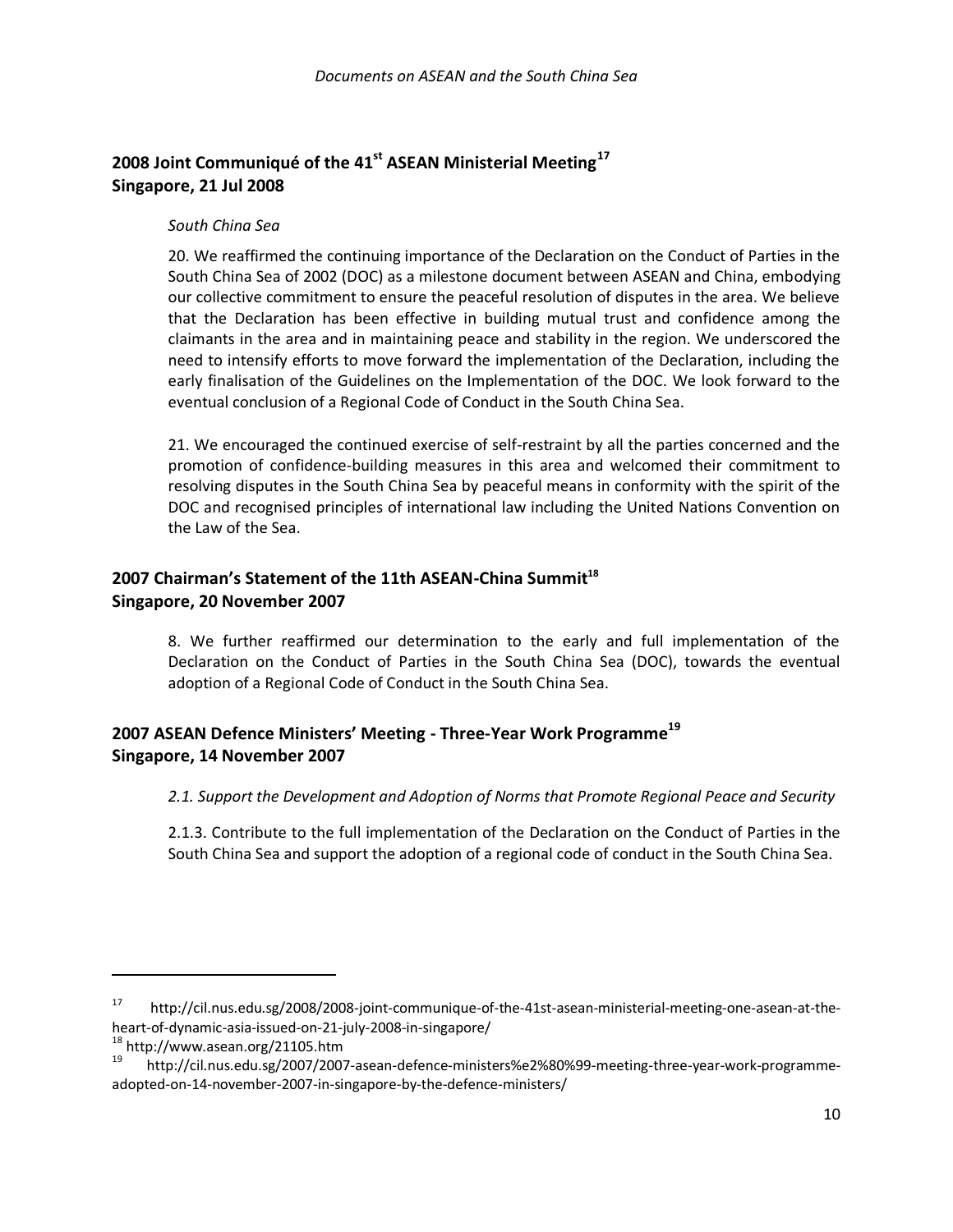## 2008 Joint Communiqué of the 41st ASEAN Ministerial Meeting[17]
## Singapore, 21 Jul 2008

*South China Sea*

20. We reaffirmed the continuing importance of the Declaration on the Conduct of Parties in the South China Sea of 2002 (DOC) as a milestone document between ASEAN and China, embodying our collective commitment to ensure the peaceful resolution of disputes in the area. We believe that the Declaration has been effective in building mutual trust and confidence among the claimants in the area and in maintaining peace and stability in the region. We underscored the need to intensify efforts to move forward the implementation of the Declaration, including the early finalisation of the Guidelines on the Implementation of the DOC. We look forward to the eventual conclusion of a Regional Code of Conduct in the South China Sea.

21. We encouraged the continued exercise of self-restraint by all the parties concerned and the promotion of confidence-building measures in this area and welcomed their commitment to resolving disputes in the South China Sea by peaceful means in conformity with the spirit of the DOC and recognised principles of international law including the United Nations Convention on the Law of the Sea.

## 2007 Chairman's Statement of the 11th ASEAN-China Summit[18]
## Singapore, 20 November 2007

8. We further reaffirmed our determination to the early and full implementation of the Declaration on the Conduct of Parties in the South China Sea (DOC), towards the eventual adoption of a Regional Code of Conduct in the South China Sea.

## 2007 ASEAN Defence Ministers' Meeting - Three-Year Work Programme[19]
## Singapore, 14 November 2007

*2.1. Support the Development and Adoption of Norms that Promote Regional Peace and Security*

2.1.3. Contribute to the full implementation of the Declaration on the Conduct of Parties in the South China Sea and support the adoption of a regional code of conduct in the South China Sea.

---

[17] http://cil.nus.edu.sg/2008/2008-joint-communique-of-the-41st-asean-ministerial-meeting-one-asean-at-the-heart-of-dynamic-asia-issued-on-21-july-2008-in-singapore/

[18] http://www.asean.org/21105.htm

[19] http://cil.nus.edu.sg/2007/2007-asean-defence-ministers%e2%80%99-meeting-three-year-work-programme-adopted-on-14-november-2007-in-singapore-by-the-defence-ministers/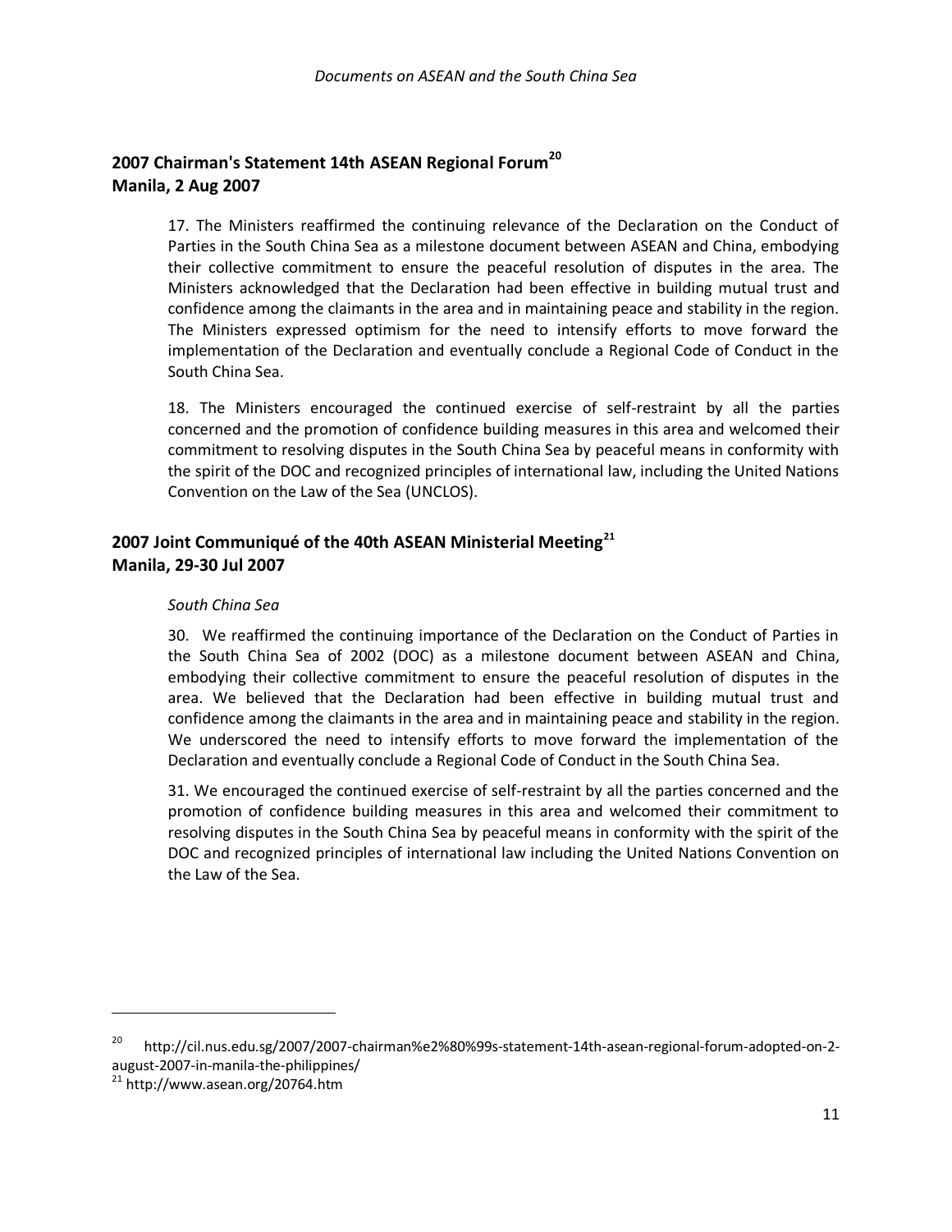## 2007 Chairman's Statement 14th ASEAN Regional Forum[20]
## Manila, 2 Aug 2007

17. The Ministers reaffirmed the continuing relevance of the Declaration on the Conduct of Parties in the South China Sea as a milestone document between ASEAN and China, embodying their collective commitment to ensure the peaceful resolution of disputes in the area. The Ministers acknowledged that the Declaration had been effective in building mutual trust and confidence among the claimants in the area and in maintaining peace and stability in the region. The Ministers expressed optimism for the need to intensify efforts to move forward the implementation of the Declaration and eventually conclude a Regional Code of Conduct in the South China Sea.

18. The Ministers encouraged the continued exercise of self-restraint by all the parties concerned and the promotion of confidence building measures in this area and welcomed their commitment to resolving disputes in the South China Sea by peaceful means in conformity with the spirit of the DOC and recognized principles of international law, including the United Nations Convention on the Law of the Sea (UNCLOS).

## 2007 Joint Communiqué of the 40th ASEAN Ministerial Meeting[21]
## Manila, 29-30 Jul 2007

*South China Sea*

30. We reaffirmed the continuing importance of the Declaration on the Conduct of Parties in the South China Sea of 2002 (DOC) as a milestone document between ASEAN and China, embodying their collective commitment to ensure the peaceful resolution of disputes in the area. We believed that the Declaration had been effective in building mutual trust and confidence among the claimants in the area and in maintaining peace and stability in the region. We underscored the need to intensify efforts to move forward the implementation of the Declaration and eventually conclude a Regional Code of Conduct in the South China Sea.

31. We encouraged the continued exercise of self-restraint by all the parties concerned and the promotion of confidence building measures in this area and welcomed their commitment to resolving disputes in the South China Sea by peaceful means in conformity with the spirit of the DOC and recognized principles of international law including the United Nations Convention on the Law of the Sea.

---

[20] http://cil.nus.edu.sg/2007/2007-chairman%e2%80%99s-statement-14th-asean-regional-forum-adopted-on-2-august-2007-in-manila-the-philippines/

[21] http://www.asean.org/20764.htm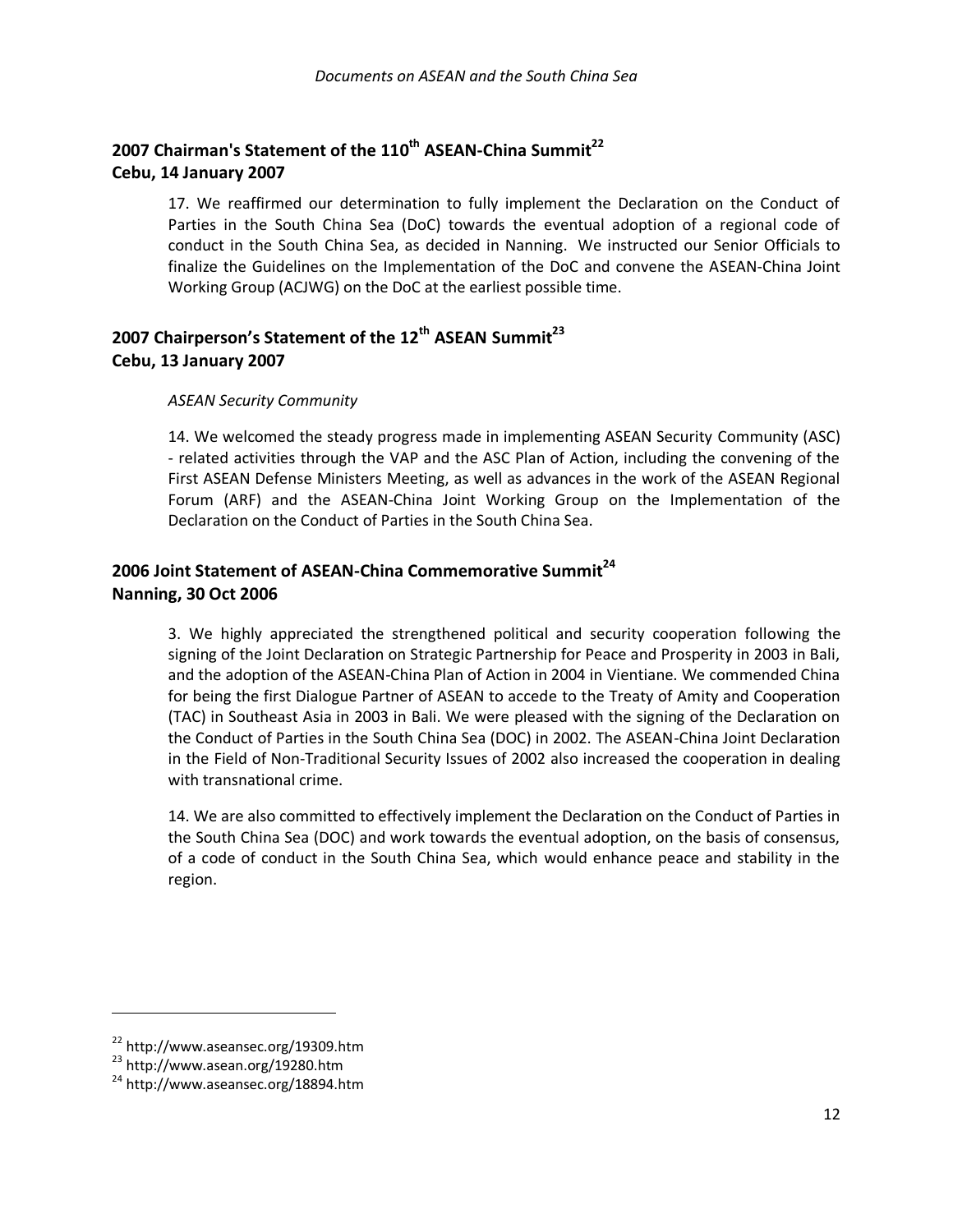## 2007 Chairman's Statement of the 110th ASEAN-China Summit[22]
## Cebu, 14 January 2007

17. We reaffirmed our determination to fully implement the Declaration on the Conduct of Parties in the South China Sea (DoC) towards the eventual adoption of a regional code of conduct in the South China Sea, as decided in Nanning. We instructed our Senior Officials to finalize the Guidelines on the Implementation of the DoC and convene the ASEAN-China Joint Working Group (ACJWG) on the DoC at the earliest possible time.

## 2007 Chairperson's Statement of the 12th ASEAN Summit[23]
## Cebu, 13 January 2007

*ASEAN Security Community*

14. We welcomed the steady progress made in implementing ASEAN Security Community (ASC) - related activities through the VAP and the ASC Plan of Action, including the convening of the First ASEAN Defense Ministers Meeting, as well as advances in the work of the ASEAN Regional Forum (ARF) and the ASEAN-China Joint Working Group on the Implementation of the Declaration on the Conduct of Parties in the South China Sea.

## 2006 Joint Statement of ASEAN-China Commemorative Summit[24]
## Nanning, 30 Oct 2006

3. We highly appreciated the strengthened political and security cooperation following the signing of the Joint Declaration on Strategic Partnership for Peace and Prosperity in 2003 in Bali, and the adoption of the ASEAN-China Plan of Action in 2004 in Vientiane. We commended China for being the first Dialogue Partner of ASEAN to accede to the Treaty of Amity and Cooperation (TAC) in Southeast Asia in 2003 in Bali. We were pleased with the signing of the Declaration on the Conduct of Parties in the South China Sea (DOC) in 2002. The ASEAN-China Joint Declaration in the Field of Non-Traditional Security Issues of 2002 also increased the cooperation in dealing with transnational crime.

14. We are also committed to effectively implement the Declaration on the Conduct of Parties in the South China Sea (DOC) and work towards the eventual adoption, on the basis of consensus, of a code of conduct in the South China Sea, which would enhance peace and stability in the region.

---

[22] http://www.aseansec.org/19309.htm

[23] http://www.asean.org/19280.htm

[24] http://www.aseansec.org/18894.htm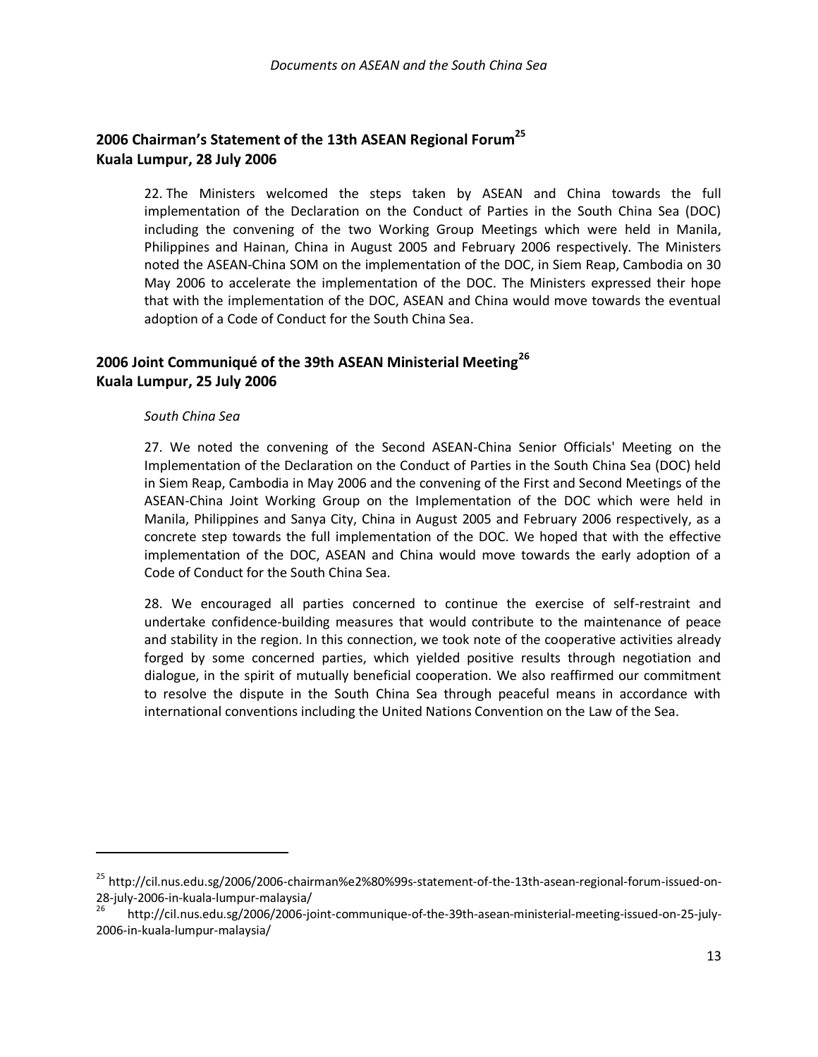## 2006 Chairman's Statement of the 13th ASEAN Regional Forum[25]
## Kuala Lumpur, 28 July 2006

22. The Ministers welcomed the steps taken by ASEAN and China towards the full implementation of the Declaration on the Conduct of Parties in the South China Sea (DOC) including the convening of the two Working Group Meetings which were held in Manila, Philippines and Hainan, China in August 2005 and February 2006 respectively. The Ministers noted the ASEAN-China SOM on the implementation of the DOC, in Siem Reap, Cambodia on 30 May 2006 to accelerate the implementation of the DOC. The Ministers expressed their hope that with the implementation of the DOC, ASEAN and China would move towards the eventual adoption of a Code of Conduct for the South China Sea.

## 2006 Joint Communiqué of the 39th ASEAN Ministerial Meeting[26]
## Kuala Lumpur, 25 July 2006

*South China Sea*

27. We noted the convening of the Second ASEAN-China Senior Officials' Meeting on the Implementation of the Declaration on the Conduct of Parties in the South China Sea (DOC) held in Siem Reap, Cambodia in May 2006 and the convening of the First and Second Meetings of the ASEAN-China Joint Working Group on the Implementation of the DOC which were held in Manila, Philippines and Sanya City, China in August 2005 and February 2006 respectively, as a concrete step towards the full implementation of the DOC. We hoped that with the effective implementation of the DOC, ASEAN and China would move towards the early adoption of a Code of Conduct for the South China Sea.

28. We encouraged all parties concerned to continue the exercise of self-restraint and undertake confidence-building measures that would contribute to the maintenance of peace and stability in the region. In this connection, we took note of the cooperative activities already forged by some concerned parties, which yielded positive results through negotiation and dialogue, in the spirit of mutually beneficial cooperation. We also reaffirmed our commitment to resolve the dispute in the South China Sea through peaceful means in accordance with international conventions including the United Nations Convention on the Law of the Sea.

---

[25] http://cil.nus.edu.sg/2006/2006-chairman%e2%80%99s-statement-of-the-13th-asean-regional-forum-issued-on-28-july-2006-in-kuala-lumpur-malaysia/

[26] http://cil.nus.edu.sg/2006/2006-joint-communique-of-the-39th-asean-ministerial-meeting-issued-on-25-july-2006-in-kuala-lumpur-malaysia/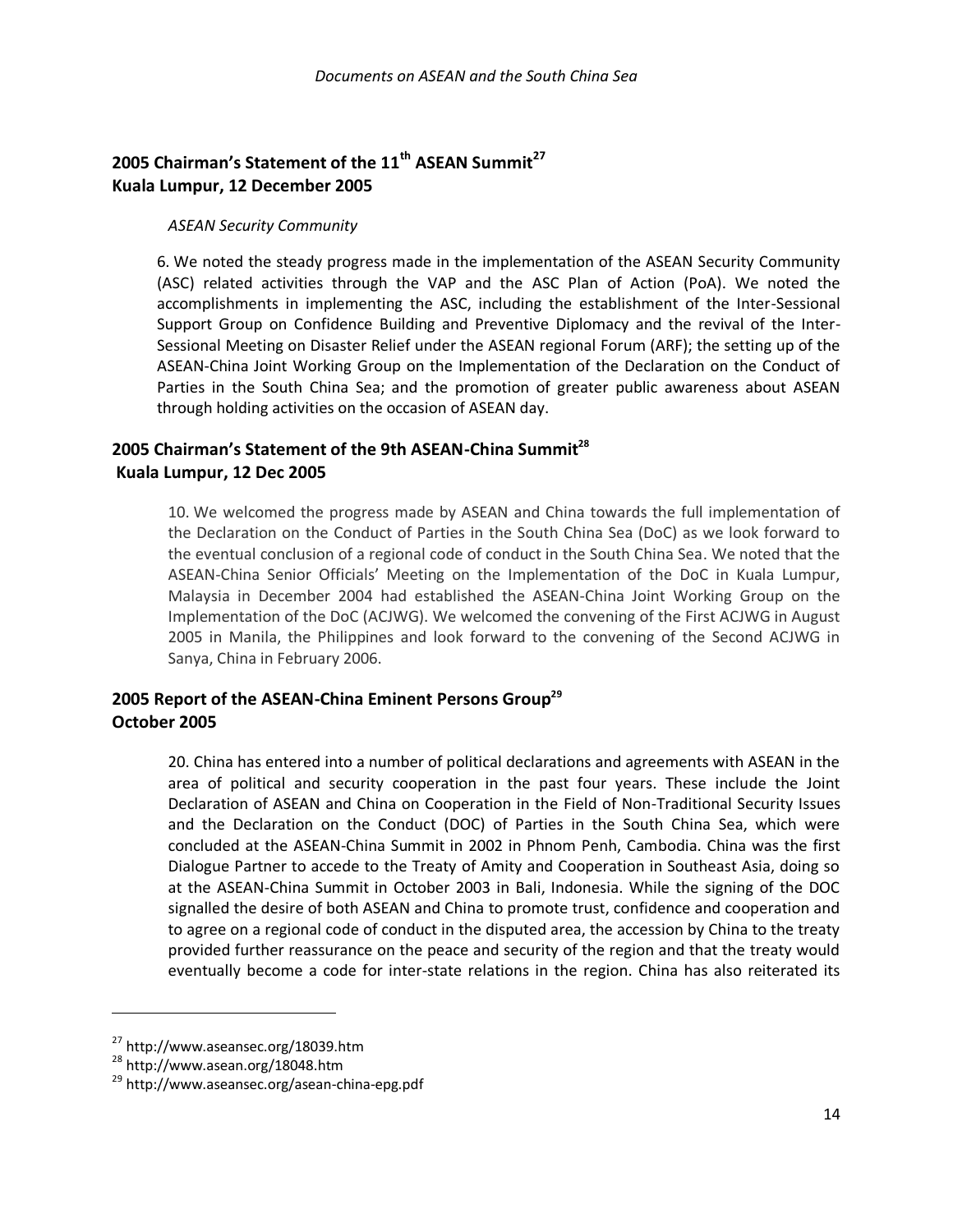## 2005 Chairman's Statement of the 11th ASEAN Summit[27]
## Kuala Lumpur, 12 December 2005

*ASEAN Security Community*

6. We noted the steady progress made in the implementation of the ASEAN Security Community (ASC) related activities through the VAP and the ASC Plan of Action (PoA). We noted the accomplishments in implementing the ASC, including the establishment of the Inter-Sessional Support Group on Confidence Building and Preventive Diplomacy and the revival of the Inter-Sessional Meeting on Disaster Relief under the ASEAN regional Forum (ARF); the setting up of the ASEAN-China Joint Working Group on the Implementation of the Declaration on the Conduct of Parties in the South China Sea; and the promotion of greater public awareness about ASEAN through holding activities on the occasion of ASEAN day.

## 2005 Chairman's Statement of the 9th ASEAN-China Summit[28]
## Kuala Lumpur, 12 Dec 2005

10. We welcomed the progress made by ASEAN and China towards the full implementation of the Declaration on the Conduct of Parties in the South China Sea (DoC) as we look forward to the eventual conclusion of a regional code of conduct in the South China Sea. We noted that the ASEAN-China Senior Officials' Meeting on the Implementation of the DoC in Kuala Lumpur, Malaysia in December 2004 had established the ASEAN-China Joint Working Group on the Implementation of the DoC (ACJWG). We welcomed the convening of the First ACJWG in August 2005 in Manila, the Philippines and look forward to the convening of the Second ACJWG in Sanya, China in February 2006.

## 2005 Report of the ASEAN-China Eminent Persons Group[29]
## October 2005

20. China has entered into a number of political declarations and agreements with ASEAN in the area of political and security cooperation in the past four years. These include the Joint Declaration of ASEAN and China on Cooperation in the Field of Non-Traditional Security Issues and the Declaration on the Conduct (DOC) of Parties in the South China Sea, which were concluded at the ASEAN-China Summit in 2002 in Phnom Penh, Cambodia. China was the first Dialogue Partner to accede to the Treaty of Amity and Cooperation in Southeast Asia, doing so at the ASEAN-China Summit in October 2003 in Bali, Indonesia. While the signing of the DOC signalled the desire of both ASEAN and China to promote trust, confidence and cooperation and to agree on a regional code of conduct in the disputed area, the accession by China to the treaty provided further reassurance on the peace and security of the region and that the treaty would eventually become a code for inter-state relations in the region. China has also reiterated its

---

[27] http://www.aseansec.org/18039.htm

[28] http://www.asean.org/18048.htm

[29] http://www.aseansec.org/asean-china-epg.pdf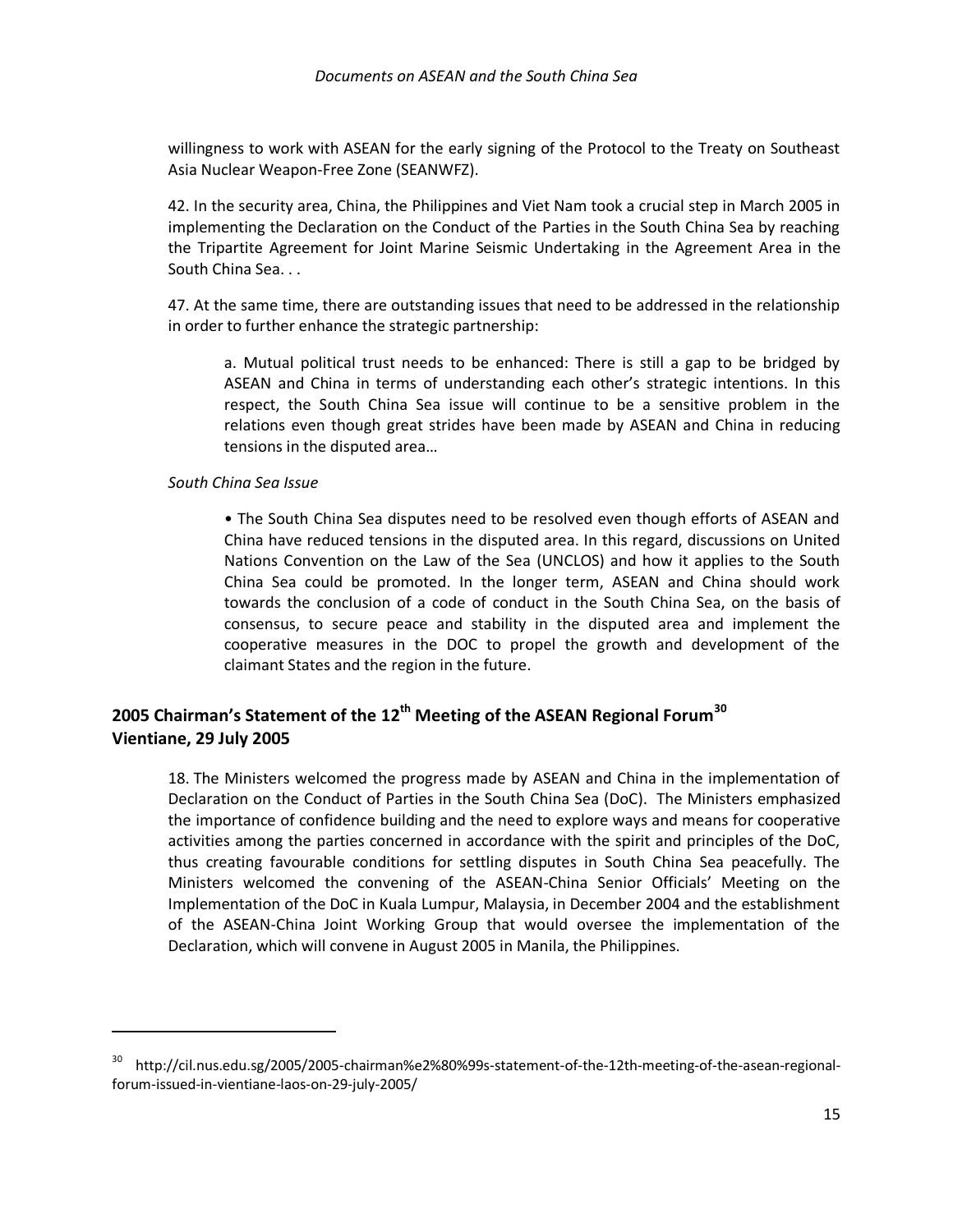willingness to work with ASEAN for the early signing of the Protocol to the Treaty on Southeast Asia Nuclear Weapon-Free Zone (SEANWFZ).

42. In the security area, China, the Philippines and Viet Nam took a crucial step in March 2005 in implementing the Declaration on the Conduct of the Parties in the South China Sea by reaching the Tripartite Agreement for Joint Marine Seismic Undertaking in the Agreement Area in the South China Sea. . .

47. At the same time, there are outstanding issues that need to be addressed in the relationship in order to further enhance the strategic partnership:

> a. Mutual political trust needs to be enhanced: There is still a gap to be bridged by ASEAN and China in terms of understanding each other's strategic intentions. In this respect, the South China Sea issue will continue to be a sensitive problem in the relations even though great strides have been made by ASEAN and China in reducing tensions in the disputed area…

*South China Sea Issue*

> • The South China Sea disputes need to be resolved even though efforts of ASEAN and China have reduced tensions in the disputed area. In this regard, discussions on United Nations Convention on the Law of the Sea (UNCLOS) and how it applies to the South China Sea could be promoted. In the longer term, ASEAN and China should work towards the conclusion of a code of conduct in the South China Sea, on the basis of consensus, to secure peace and stability in the disputed area and implement the cooperative measures in the DOC to propel the growth and development of the claimant States and the region in the future.

## 2005 Chairman's Statement of the 12th Meeting of the ASEAN Regional Forum[30] Vientiane, 29 July 2005

> 18. The Ministers welcomed the progress made by ASEAN and China in the implementation of Declaration on the Conduct of Parties in the South China Sea (DoC). The Ministers emphasized the importance of confidence building and the need to explore ways and means for cooperative activities among the parties concerned in accordance with the spirit and principles of the DoC, thus creating favourable conditions for settling disputes in South China Sea peacefully. The Ministers welcomed the convening of the ASEAN-China Senior Officials' Meeting on the Implementation of the DoC in Kuala Lumpur, Malaysia, in December 2004 and the establishment of the ASEAN-China Joint Working Group that would oversee the implementation of the Declaration, which will convene in August 2005 in Manila, the Philippines.

---

[30] http://cil.nus.edu.sg/2005/2005-chairman%e2%80%99s-statement-of-the-12th-meeting-of-the-asean-regional-forum-issued-in-vientiane-laos-on-29-july-2005/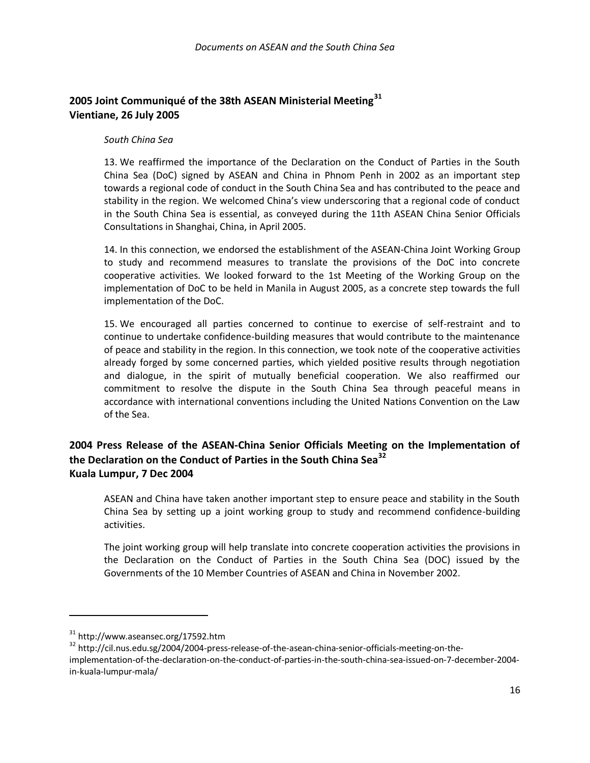## 2005 Joint Communiqué of the 38th ASEAN Ministerial Meeting[31]
## Vientiane, 26 July 2005

*South China Sea*

13. We reaffirmed the importance of the Declaration on the Conduct of Parties in the South China Sea (DoC) signed by ASEAN and China in Phnom Penh in 2002 as an important step towards a regional code of conduct in the South China Sea and has contributed to the peace and stability in the region. We welcomed China's view underscoring that a regional code of conduct in the South China Sea is essential, as conveyed during the 11th ASEAN China Senior Officials Consultations in Shanghai, China, in April 2005.

14. In this connection, we endorsed the establishment of the ASEAN-China Joint Working Group to study and recommend measures to translate the provisions of the DoC into concrete cooperative activities. We looked forward to the 1st Meeting of the Working Group on the implementation of DoC to be held in Manila in August 2005, as a concrete step towards the full implementation of the DoC.

15. We encouraged all parties concerned to continue to exercise of self-restraint and to continue to undertake confidence-building measures that would contribute to the maintenance of peace and stability in the region. In this connection, we took note of the cooperative activities already forged by some concerned parties, which yielded positive results through negotiation and dialogue, in the spirit of mutually beneficial cooperation. We also reaffirmed our commitment to resolve the dispute in the South China Sea through peaceful means in accordance with international conventions including the United Nations Convention on the Law of the Sea.

## 2004 Press Release of the ASEAN-China Senior Officials Meeting on the Implementation of the Declaration on the Conduct of Parties in the South China Sea[32]
## Kuala Lumpur, 7 Dec 2004

ASEAN and China have taken another important step to ensure peace and stability in the South China Sea by setting up a joint working group to study and recommend confidence-building activities.

The joint working group will help translate into concrete cooperation activities the provisions in the Declaration on the Conduct of Parties in the South China Sea (DOC) issued by the Governments of the 10 Member Countries of ASEAN and China in November 2002.

---

[31] http://www.aseansec.org/17592.htm

[32] http://cil.nus.edu.sg/2004/2004-press-release-of-the-asean-china-senior-officials-meeting-on-the-implementation-of-the-declaration-on-the-conduct-of-parties-in-the-south-china-sea-issued-on-7-december-2004-in-kuala-lumpur-mala/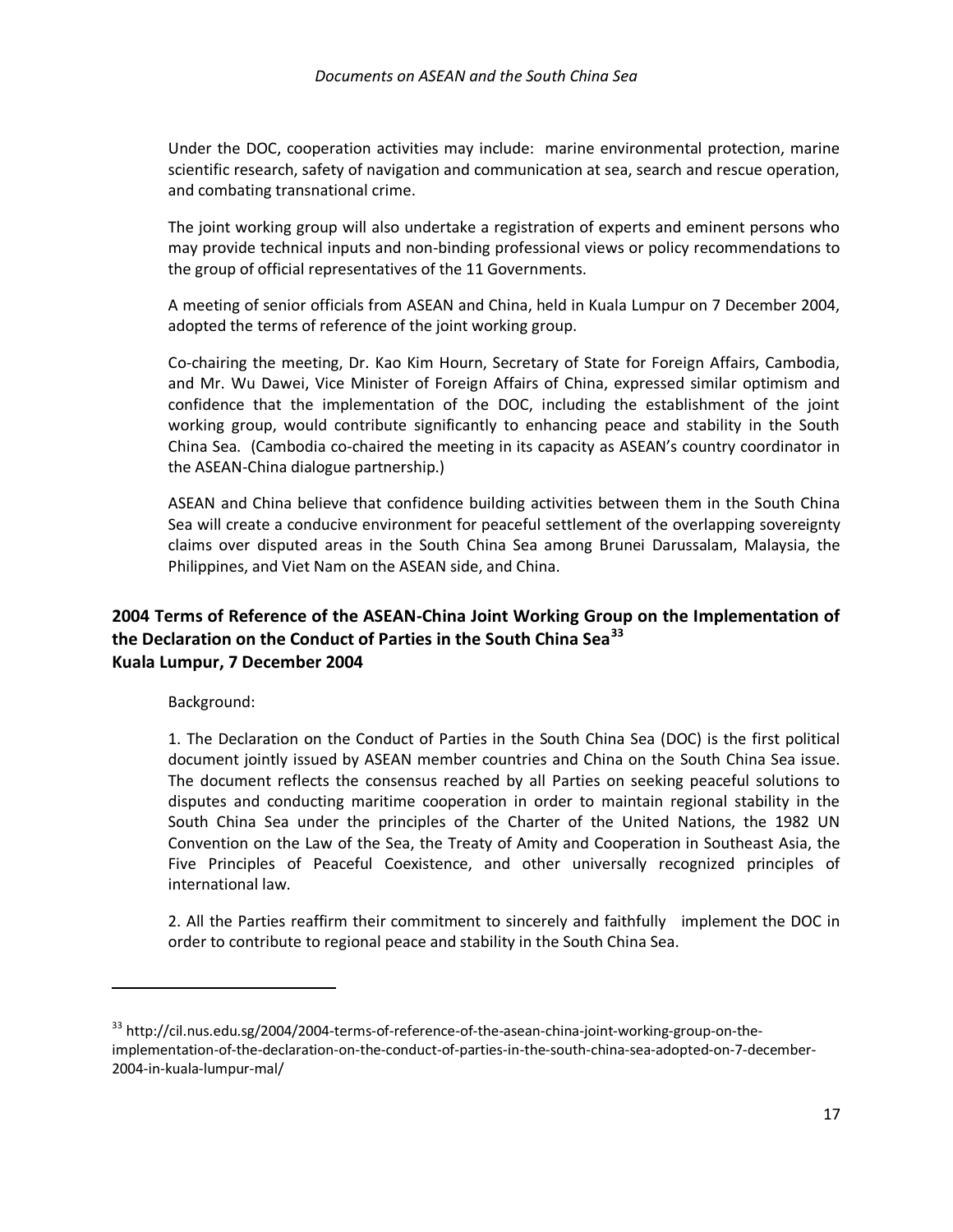Under the DOC, cooperation activities may include: marine environmental protection, marine scientific research, safety of navigation and communication at sea, search and rescue operation, and combating transnational crime.

The joint working group will also undertake a registration of experts and eminent persons who may provide technical inputs and non-binding professional views or policy recommendations to the group of official representatives of the 11 Governments.

A meeting of senior officials from ASEAN and China, held in Kuala Lumpur on 7 December 2004, adopted the terms of reference of the joint working group.

Co-chairing the meeting, Dr. Kao Kim Hourn, Secretary of State for Foreign Affairs, Cambodia, and Mr. Wu Dawei, Vice Minister of Foreign Affairs of China, expressed similar optimism and confidence that the implementation of the DOC, including the establishment of the joint working group, would contribute significantly to enhancing peace and stability in the South China Sea. (Cambodia co-chaired the meeting in its capacity as ASEAN's country coordinator in the ASEAN-China dialogue partnership.)

ASEAN and China believe that confidence building activities between them in the South China Sea will create a conducive environment for peaceful settlement of the overlapping sovereignty claims over disputed areas in the South China Sea among Brunei Darussalam, Malaysia, the Philippines, and Viet Nam on the ASEAN side, and China.

## 2004 Terms of Reference of the ASEAN-China Joint Working Group on the Implementation of the Declaration on the Conduct of Parties in the South China Sea[33]
## Kuala Lumpur, 7 December 2004

Background:

1. The Declaration on the Conduct of Parties in the South China Sea (DOC) is the first political document jointly issued by ASEAN member countries and China on the South China Sea issue. The document reflects the consensus reached by all Parties on seeking peaceful solutions to disputes and conducting maritime cooperation in order to maintain regional stability in the South China Sea under the principles of the Charter of the United Nations, the 1982 UN Convention on the Law of the Sea, the Treaty of Amity and Cooperation in Southeast Asia, the Five Principles of Peaceful Coexistence, and other universally recognized principles of international law.

2. All the Parties reaffirm their commitment to sincerely and faithfully implement the DOC in order to contribute to regional peace and stability in the South China Sea.

---

[33] http://cil.nus.edu.sg/2004/2004-terms-of-reference-of-the-asean-china-joint-working-group-on-the-implementation-of-the-declaration-on-the-conduct-of-parties-in-the-south-china-sea-adopted-on-7-december-2004-in-kuala-lumpur-mal/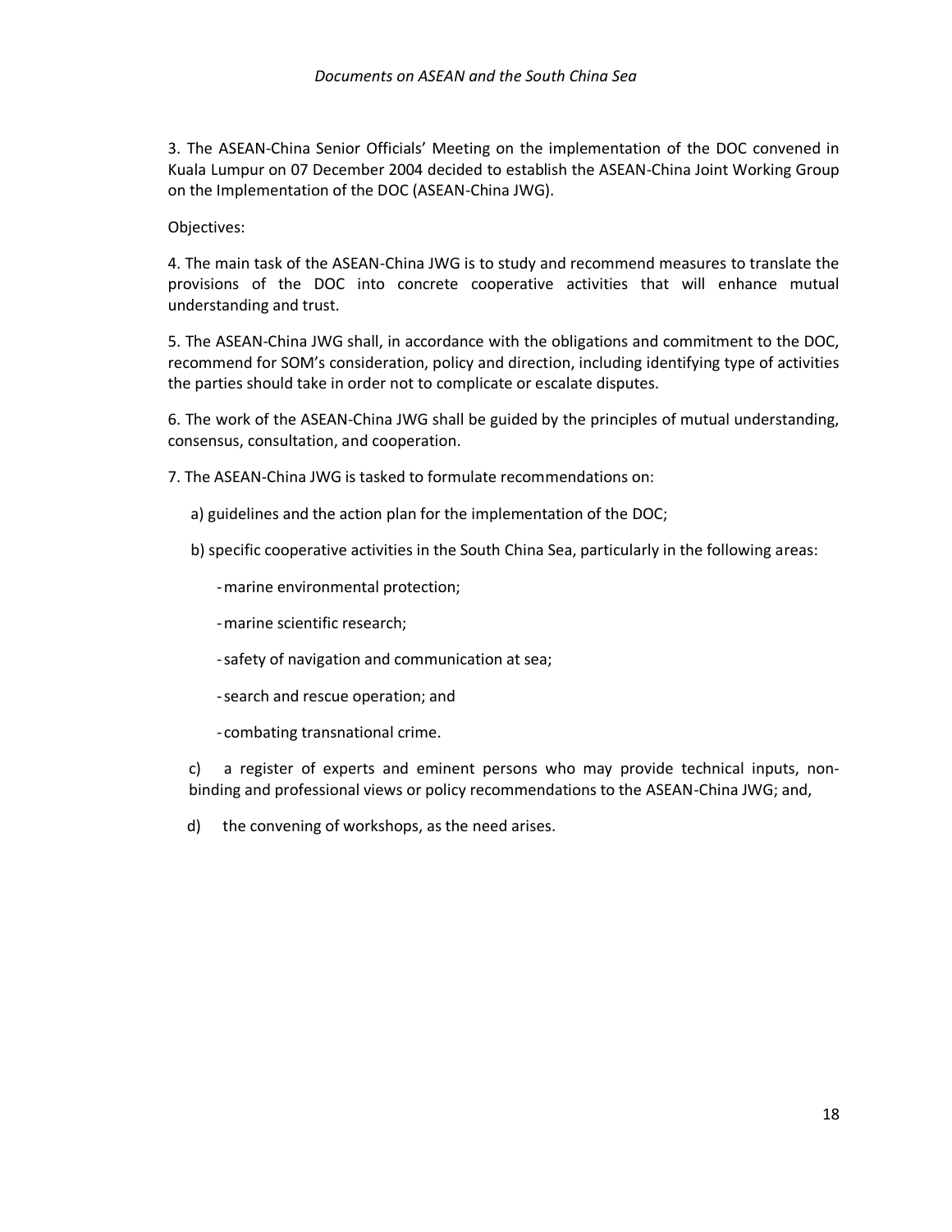3. The ASEAN-China Senior Officials' Meeting on the implementation of the DOC convened in Kuala Lumpur on 07 December 2004 decided to establish the ASEAN-China Joint Working Group on the Implementation of the DOC (ASEAN-China JWG).

Objectives:

4. The main task of the ASEAN-China JWG is to study and recommend measures to translate the provisions of the DOC into concrete cooperative activities that will enhance mutual understanding and trust.

5. The ASEAN-China JWG shall, in accordance with the obligations and commitment to the DOC, recommend for SOM's consideration, policy and direction, including identifying type of activities the parties should take in order not to complicate or escalate disputes.

6. The work of the ASEAN-China JWG shall be guided by the principles of mutual understanding, consensus, consultation, and cooperation.

7. The ASEAN-China JWG is tasked to formulate recommendations on:

a) guidelines and the action plan for the implementation of the DOC;

b) specific cooperative activities in the South China Sea, particularly in the following areas:

- marine environmental protection;
- marine scientific research;
- safety of navigation and communication at sea;
- search and rescue operation; and
- combating transnational crime.

c) a register of experts and eminent persons who may provide technical inputs, non-binding and professional views or policy recommendations to the ASEAN-China JWG; and,

d) the convening of workshops, as the need arises.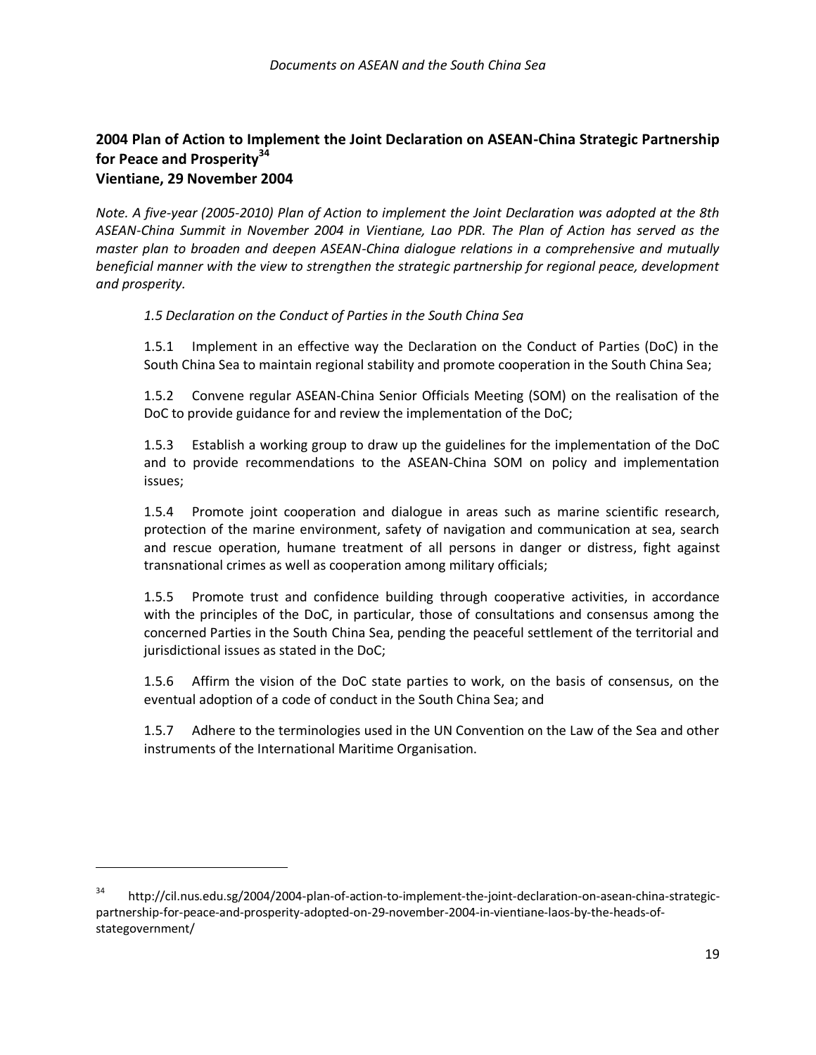## 2004 Plan of Action to Implement the Joint Declaration on ASEAN-China Strategic Partnership for Peace and Prosperity[34]
## Vientiane, 29 November 2004

*Note. A five-year (2005-2010) Plan of Action to implement the Joint Declaration was adopted at the 8th ASEAN-China Summit in November 2004 in Vientiane, Lao PDR. The Plan of Action has served as the master plan to broaden and deepen ASEAN-China dialogue relations in a comprehensive and mutually beneficial manner with the view to strengthen the strategic partnership for regional peace, development and prosperity.*

*1.5 Declaration on the Conduct of Parties in the South China Sea*

1.5.1 Implement in an effective way the Declaration on the Conduct of Parties (DoC) in the South China Sea to maintain regional stability and promote cooperation in the South China Sea;

1.5.2 Convene regular ASEAN-China Senior Officials Meeting (SOM) on the realisation of the DoC to provide guidance for and review the implementation of the DoC;

1.5.3 Establish a working group to draw up the guidelines for the implementation of the DoC and to provide recommendations to the ASEAN-China SOM on policy and implementation issues;

1.5.4 Promote joint cooperation and dialogue in areas such as marine scientific research, protection of the marine environment, safety of navigation and communication at sea, search and rescue operation, humane treatment of all persons in danger or distress, fight against transnational crimes as well as cooperation among military officials;

1.5.5 Promote trust and confidence building through cooperative activities, in accordance with the principles of the DoC, in particular, those of consultations and consensus among the concerned Parties in the South China Sea, pending the peaceful settlement of the territorial and jurisdictional issues as stated in the DoC;

1.5.6 Affirm the vision of the DoC state parties to work, on the basis of consensus, on the eventual adoption of a code of conduct in the South China Sea; and

1.5.7 Adhere to the terminologies used in the UN Convention on the Law of the Sea and other instruments of the International Maritime Organisation.

---

[34] http://cil.nus.edu.sg/2004/2004-plan-of-action-to-implement-the-joint-declaration-on-asean-china-strategic-partnership-for-peace-and-prosperity-adopted-on-29-november-2004-in-vientiane-laos-by-the-heads-of-stategovernment/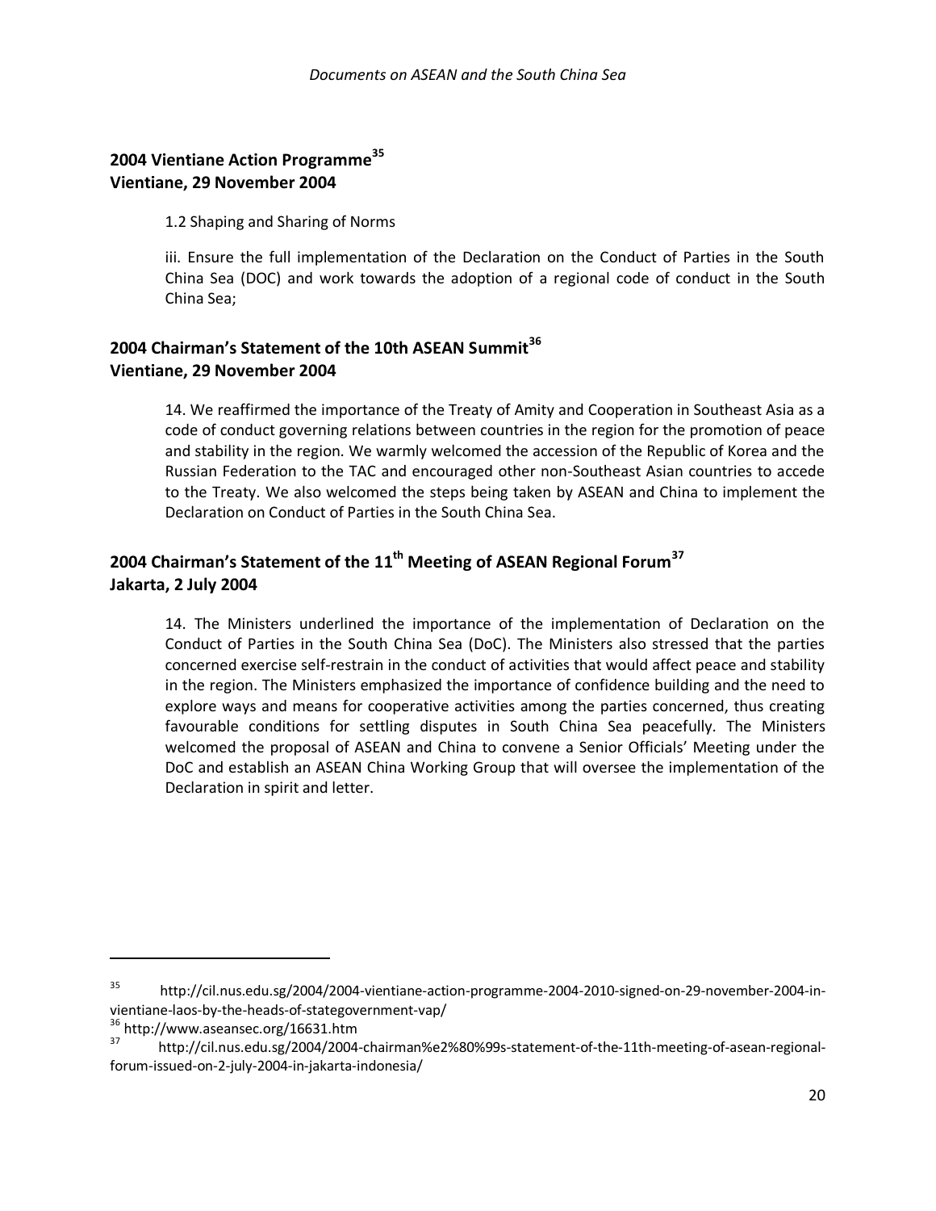## 2004 Vientiane Action Programme[35]
## Vientiane, 29 November 2004

1.2 Shaping and Sharing of Norms

iii. Ensure the full implementation of the Declaration on the Conduct of Parties in the South China Sea (DOC) and work towards the adoption of a regional code of conduct in the South China Sea;

## 2004 Chairman's Statement of the 10th ASEAN Summit[36]
## Vientiane, 29 November 2004

14. We reaffirmed the importance of the Treaty of Amity and Cooperation in Southeast Asia as a code of conduct governing relations between countries in the region for the promotion of peace and stability in the region. We warmly welcomed the accession of the Republic of Korea and the Russian Federation to the TAC and encouraged other non-Southeast Asian countries to accede to the Treaty. We also welcomed the steps being taken by ASEAN and China to implement the Declaration on Conduct of Parties in the South China Sea.

## 2004 Chairman's Statement of the 11th Meeting of ASEAN Regional Forum[37]
## Jakarta, 2 July 2004

14. The Ministers underlined the importance of the implementation of Declaration on the Conduct of Parties in the South China Sea (DoC). The Ministers also stressed that the parties concerned exercise self-restrain in the conduct of activities that would affect peace and stability in the region. The Ministers emphasized the importance of confidence building and the need to explore ways and means for cooperative activities among the parties concerned, thus creating favourable conditions for settling disputes in South China Sea peacefully. The Ministers welcomed the proposal of ASEAN and China to convene a Senior Officials' Meeting under the DoC and establish an ASEAN China Working Group that will oversee the implementation of the Declaration in spirit and letter.

---

[35] http://cil.nus.edu.sg/2004/2004-vientiane-action-programme-2004-2010-signed-on-29-november-2004-in-vientiane-laos-by-the-heads-of-stategovernment-vap/

[36] http://www.aseansec.org/16631.htm

[37] http://cil.nus.edu.sg/2004/2004-chairman%e2%80%99s-statement-of-the-11th-meeting-of-asean-regional-forum-issued-on-2-july-2004-in-jakarta-indonesia/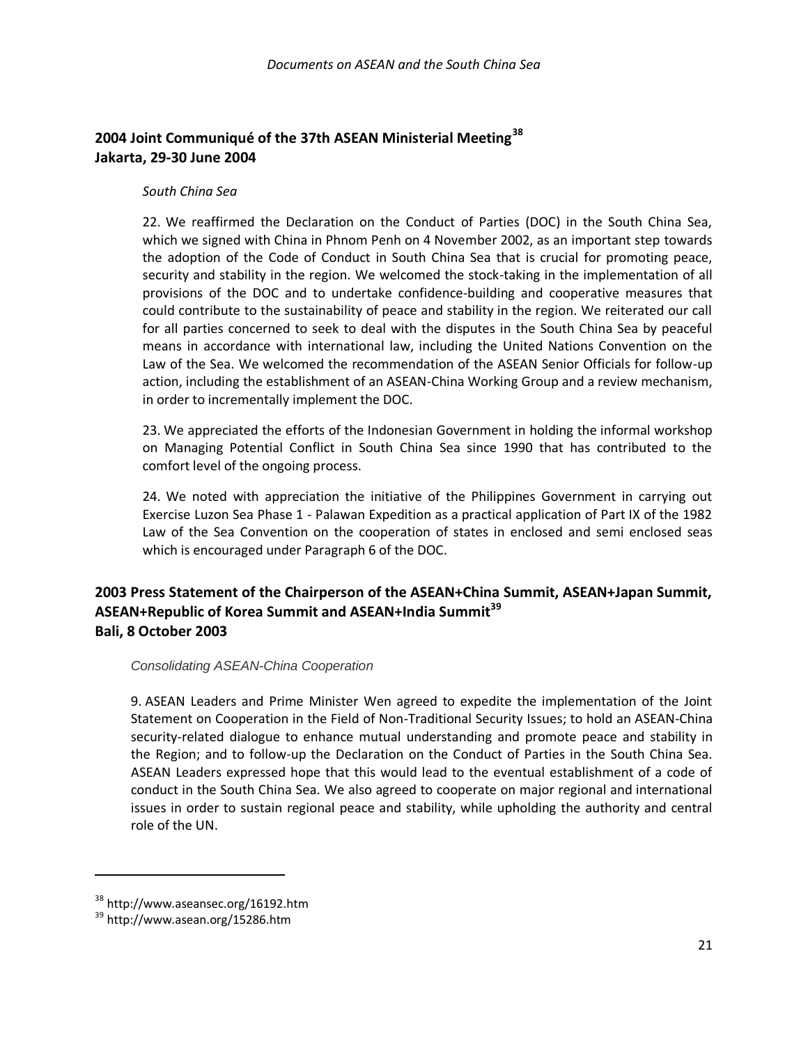## 2004 Joint Communiqué of the 37th ASEAN Ministerial Meeting[38]
## Jakarta, 29-30 June 2004

*South China Sea*

22. We reaffirmed the Declaration on the Conduct of Parties (DOC) in the South China Sea, which we signed with China in Phnom Penh on 4 November 2002, as an important step towards the adoption of the Code of Conduct in South China Sea that is crucial for promoting peace, security and stability in the region. We welcomed the stock-taking in the implementation of all provisions of the DOC and to undertake confidence-building and cooperative measures that could contribute to the sustainability of peace and stability in the region. We reiterated our call for all parties concerned to seek to deal with the disputes in the South China Sea by peaceful means in accordance with international law, including the United Nations Convention on the Law of the Sea. We welcomed the recommendation of the ASEAN Senior Officials for follow-up action, including the establishment of an ASEAN-China Working Group and a review mechanism, in order to incrementally implement the DOC.

23. We appreciated the efforts of the Indonesian Government in holding the informal workshop on Managing Potential Conflict in South China Sea since 1990 that has contributed to the comfort level of the ongoing process.

24. We noted with appreciation the initiative of the Philippines Government in carrying out Exercise Luzon Sea Phase 1 - Palawan Expedition as a practical application of Part IX of the 1982 Law of the Sea Convention on the cooperation of states in enclosed and semi enclosed seas which is encouraged under Paragraph 6 of the DOC.

## 2003 Press Statement of the Chairperson of the ASEAN+China Summit, ASEAN+Japan Summit, ASEAN+Republic of Korea Summit and ASEAN+India Summit[39]
## Bali, 8 October 2003

*Consolidating ASEAN-China Cooperation*

9. ASEAN Leaders and Prime Minister Wen agreed to expedite the implementation of the Joint Statement on Cooperation in the Field of Non-Traditional Security Issues; to hold an ASEAN-China security-related dialogue to enhance mutual understanding and promote peace and stability in the Region; and to follow-up the Declaration on the Conduct of Parties in the South China Sea. ASEAN Leaders expressed hope that this would lead to the eventual establishment of a code of conduct in the South China Sea. We also agreed to cooperate on major regional and international issues in order to sustain regional peace and stability, while upholding the authority and central role of the UN.

---

[38] http://www.aseansec.org/16192.htm

[39] http://www.asean.org/15286.htm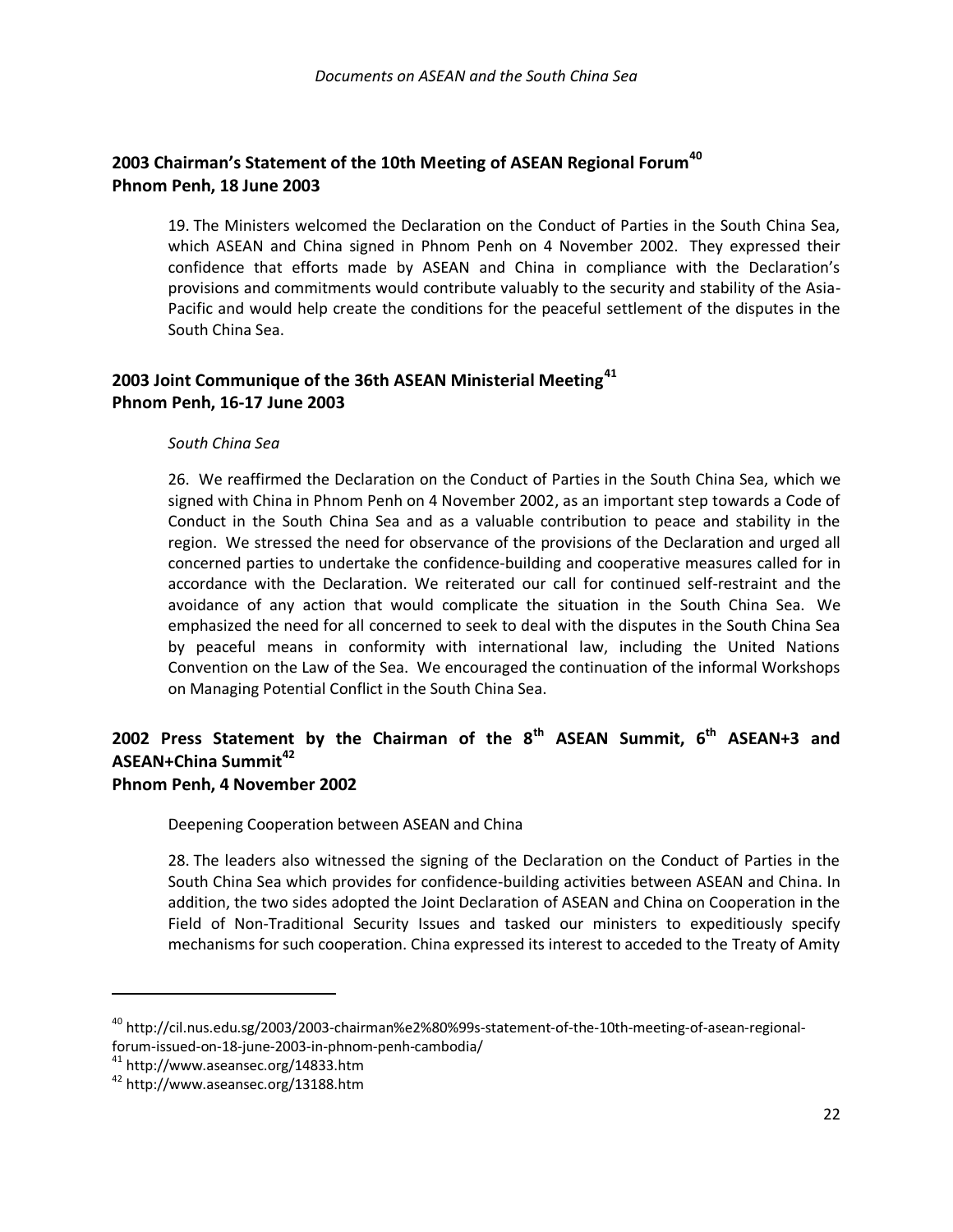## 2003 Chairman's Statement of the 10th Meeting of ASEAN Regional Forum[40]
## Phnom Penh, 18 June 2003

19. The Ministers welcomed the Declaration on the Conduct of Parties in the South China Sea, which ASEAN and China signed in Phnom Penh on 4 November 2002. They expressed their confidence that efforts made by ASEAN and China in compliance with the Declaration's provisions and commitments would contribute valuably to the security and stability of the Asia-Pacific and would help create the conditions for the peaceful settlement of the disputes in the South China Sea.

## 2003 Joint Communique of the 36th ASEAN Ministerial Meeting[41]
## Phnom Penh, 16-17 June 2003

*South China Sea*

26. We reaffirmed the Declaration on the Conduct of Parties in the South China Sea, which we signed with China in Phnom Penh on 4 November 2002, as an important step towards a Code of Conduct in the South China Sea and as a valuable contribution to peace and stability in the region. We stressed the need for observance of the provisions of the Declaration and urged all concerned parties to undertake the confidence-building and cooperative measures called for in accordance with the Declaration. We reiterated our call for continued self-restraint and the avoidance of any action that would complicate the situation in the South China Sea. We emphasized the need for all concerned to seek to deal with the disputes in the South China Sea by peaceful means in conformity with international law, including the United Nations Convention on the Law of the Sea. We encouraged the continuation of the informal Workshops on Managing Potential Conflict in the South China Sea.

## 2002 Press Statement by the Chairman of the 8th ASEAN Summit, 6th ASEAN+3 and ASEAN+China Summit[42]
## Phnom Penh, 4 November 2002

Deepening Cooperation between ASEAN and China

28. The leaders also witnessed the signing of the Declaration on the Conduct of Parties in the South China Sea which provides for confidence-building activities between ASEAN and China. In addition, the two sides adopted the Joint Declaration of ASEAN and China on Cooperation in the Field of Non-Traditional Security Issues and tasked our ministers to expeditiously specify mechanisms for such cooperation. China expressed its interest to acceded to the Treaty of Amity

---

[40] http://cil.nus.edu.sg/2003/2003-chairman%e2%80%99s-statement-of-the-10th-meeting-of-asean-regional-forum-issued-on-18-june-2003-in-phnom-penh-cambodia/

[41] http://www.aseansec.org/14833.htm

[42] http://www.aseansec.org/13188.htm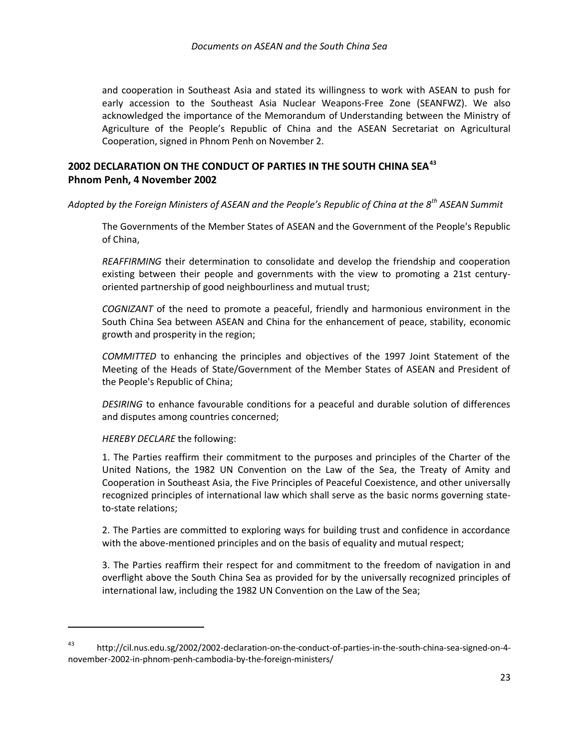and cooperation in Southeast Asia and stated its willingness to work with ASEAN to push for early accession to the Southeast Asia Nuclear Weapons-Free Zone (SEANFWZ). We also acknowledged the importance of the Memorandum of Understanding between the Ministry of Agriculture of the People's Republic of China and the ASEAN Secretariat on Agricultural Cooperation, signed in Phnom Penh on November 2.

## 2002 DECLARATION ON THE CONDUCT OF PARTIES IN THE SOUTH CHINA SEA[43]
## Phnom Penh, 4 November 2002

*Adopted by the Foreign Ministers of ASEAN and the People's Republic of China at the 8th ASEAN Summit*

The Governments of the Member States of ASEAN and the Government of the People's Republic of China,

*REAFFIRMING* their determination to consolidate and develop the friendship and cooperation existing between their people and governments with the view to promoting a 21st century-oriented partnership of good neighbourliness and mutual trust;

*COGNIZANT* of the need to promote a peaceful, friendly and harmonious environment in the South China Sea between ASEAN and China for the enhancement of peace, stability, economic growth and prosperity in the region;

*COMMITTED* to enhancing the principles and objectives of the 1997 Joint Statement of the Meeting of the Heads of State/Government of the Member States of ASEAN and President of the People's Republic of China;

*DESIRING* to enhance favourable conditions for a peaceful and durable solution of differences and disputes among countries concerned;

*HEREBY DECLARE* the following:

1. The Parties reaffirm their commitment to the purposes and principles of the Charter of the United Nations, the 1982 UN Convention on the Law of the Sea, the Treaty of Amity and Cooperation in Southeast Asia, the Five Principles of Peaceful Coexistence, and other universally recognized principles of international law which shall serve as the basic norms governing state-to-state relations;

2. The Parties are committed to exploring ways for building trust and confidence in accordance with the above-mentioned principles and on the basis of equality and mutual respect;

3. The Parties reaffirm their respect for and commitment to the freedom of navigation in and overflight above the South China Sea as provided for by the universally recognized principles of international law, including the 1982 UN Convention on the Law of the Sea;

---

[43] http://cil.nus.edu.sg/2002/2002-declaration-on-the-conduct-of-parties-in-the-south-china-sea-signed-on-4-november-2002-in-phnom-penh-cambodia-by-the-foreign-ministers/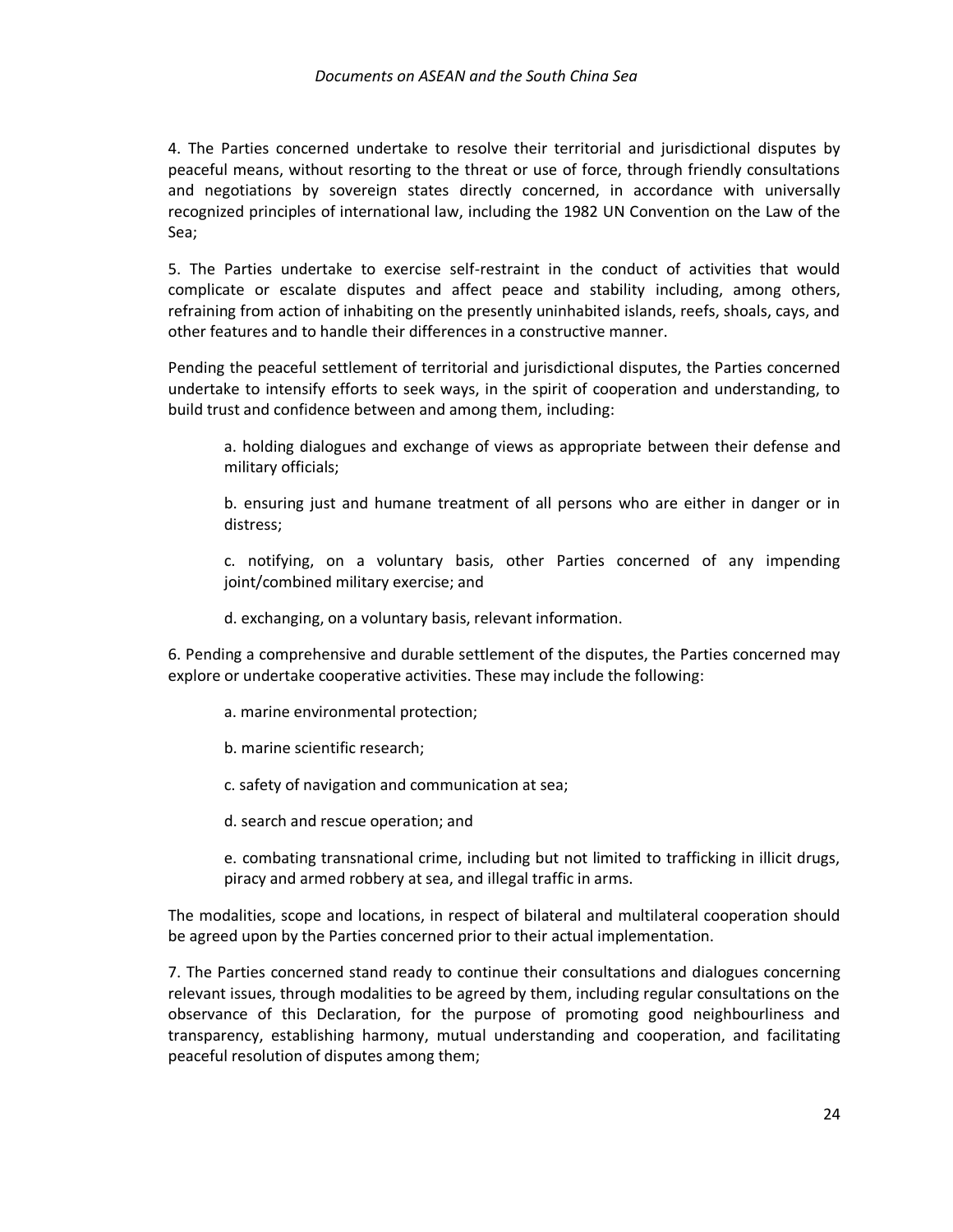4. The Parties concerned undertake to resolve their territorial and jurisdictional disputes by peaceful means, without resorting to the threat or use of force, through friendly consultations and negotiations by sovereign states directly concerned, in accordance with universally recognized principles of international law, including the 1982 UN Convention on the Law of the Sea;

5. The Parties undertake to exercise self-restraint in the conduct of activities that would complicate or escalate disputes and affect peace and stability including, among others, refraining from action of inhabiting on the presently uninhabited islands, reefs, shoals, cays, and other features and to handle their differences in a constructive manner.

Pending the peaceful settlement of territorial and jurisdictional disputes, the Parties concerned undertake to intensify efforts to seek ways, in the spirit of cooperation and understanding, to build trust and confidence between and among them, including:

> a. holding dialogues and exchange of views as appropriate between their defense and military officials;
>
> b. ensuring just and humane treatment of all persons who are either in danger or in distress;
>
> c. notifying, on a voluntary basis, other Parties concerned of any impending joint/combined military exercise; and
>
> d. exchanging, on a voluntary basis, relevant information.

6. Pending a comprehensive and durable settlement of the disputes, the Parties concerned may explore or undertake cooperative activities. These may include the following:

> a. marine environmental protection;
>
> b. marine scientific research;
>
> c. safety of navigation and communication at sea;
>
> d. search and rescue operation; and
>
> e. combating transnational crime, including but not limited to trafficking in illicit drugs, piracy and armed robbery at sea, and illegal traffic in arms.

The modalities, scope and locations, in respect of bilateral and multilateral cooperation should be agreed upon by the Parties concerned prior to their actual implementation.

7. The Parties concerned stand ready to continue their consultations and dialogues concerning relevant issues, through modalities to be agreed by them, including regular consultations on the observance of this Declaration, for the purpose of promoting good neighbourliness and transparency, establishing harmony, mutual understanding and cooperation, and facilitating peaceful resolution of disputes among them;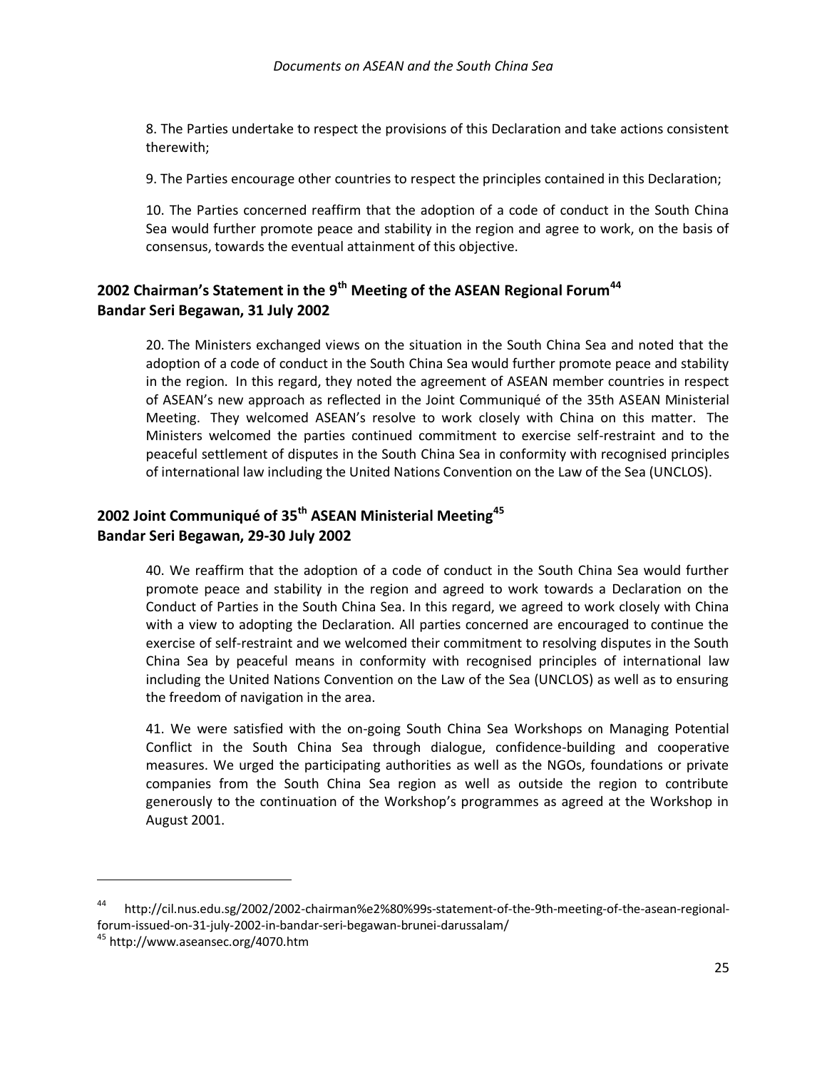8. The Parties undertake to respect the provisions of this Declaration and take actions consistent therewith;

9. The Parties encourage other countries to respect the principles contained in this Declaration;

10. The Parties concerned reaffirm that the adoption of a code of conduct in the South China Sea would further promote peace and stability in the region and agree to work, on the basis of consensus, towards the eventual attainment of this objective.

## 2002 Chairman's Statement in the 9th Meeting of the ASEAN Regional Forum[44]
## Bandar Seri Begawan, 31 July 2002

20. The Ministers exchanged views on the situation in the South China Sea and noted that the adoption of a code of conduct in the South China Sea would further promote peace and stability in the region. In this regard, they noted the agreement of ASEAN member countries in respect of ASEAN's new approach as reflected in the Joint Communiqué of the 35th ASEAN Ministerial Meeting. They welcomed ASEAN's resolve to work closely with China on this matter. The Ministers welcomed the parties continued commitment to exercise self-restraint and to the peaceful settlement of disputes in the South China Sea in conformity with recognised principles of international law including the United Nations Convention on the Law of the Sea (UNCLOS).

## 2002 Joint Communiqué of 35th ASEAN Ministerial Meeting[45]
## Bandar Seri Begawan, 29-30 July 2002

40. We reaffirm that the adoption of a code of conduct in the South China Sea would further promote peace and stability in the region and agreed to work towards a Declaration on the Conduct of Parties in the South China Sea. In this regard, we agreed to work closely with China with a view to adopting the Declaration. All parties concerned are encouraged to continue the exercise of self-restraint and we welcomed their commitment to resolving disputes in the South China Sea by peaceful means in conformity with recognised principles of international law including the United Nations Convention on the Law of the Sea (UNCLOS) as well as to ensuring the freedom of navigation in the area.

41. We were satisfied with the on-going South China Sea Workshops on Managing Potential Conflict in the South China Sea through dialogue, confidence-building and cooperative measures. We urged the participating authorities as well as the NGOs, foundations or private companies from the South China Sea region as well as outside the region to contribute generously to the continuation of the Workshop's programmes as agreed at the Workshop in August 2001.

---

[44] http://cil.nus.edu.sg/2002/2002-chairman%e2%80%99s-statement-of-the-9th-meeting-of-the-asean-regional-forum-issued-on-31-july-2002-in-bandar-seri-begawan-brunei-darussalam/

[45] http://www.aseansec.org/4070.htm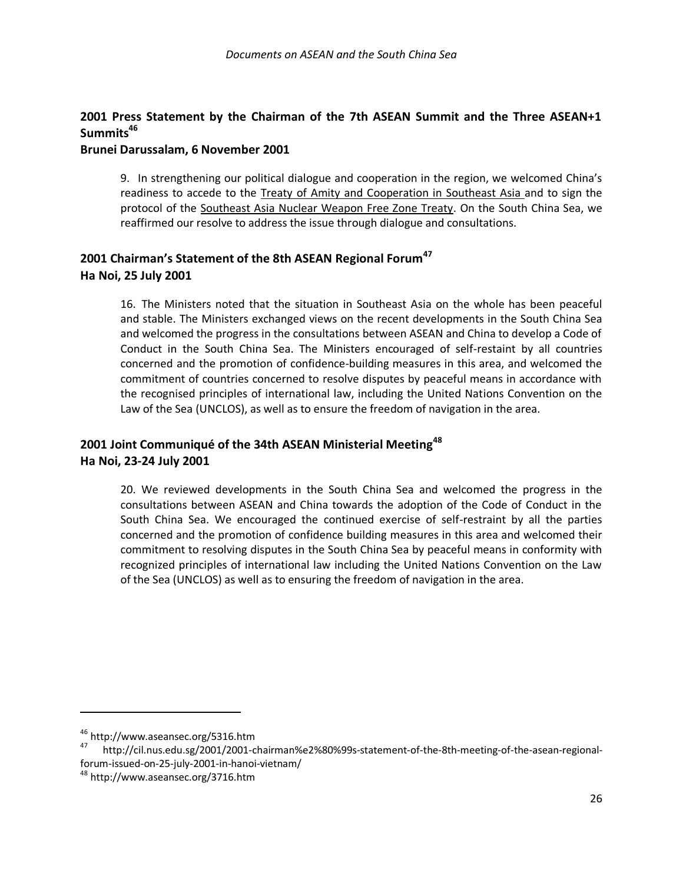## 2001 Press Statement by the Chairman of the 7th ASEAN Summit and the Three ASEAN+1 Summits[46]

### Brunei Darussalam, 6 November 2001

9. In strengthening our political dialogue and cooperation in the region, we welcomed China's readiness to accede to the Treaty of Amity and Cooperation in Southeast Asia and to sign the protocol of the Southeast Asia Nuclear Weapon Free Zone Treaty. On the South China Sea, we reaffirmed our resolve to address the issue through dialogue and consultations.

## 2001 Chairman's Statement of the 8th ASEAN Regional Forum[47]

### Ha Noi, 25 July 2001

16. The Ministers noted that the situation in Southeast Asia on the whole has been peaceful and stable. The Ministers exchanged views on the recent developments in the South China Sea and welcomed the progress in the consultations between ASEAN and China to develop a Code of Conduct in the South China Sea. The Ministers encouraged of self-restaint by all countries concerned and the promotion of confidence-building measures in this area, and welcomed the commitment of countries concerned to resolve disputes by peaceful means in accordance with the recognised principles of international law, including the United Nations Convention on the Law of the Sea (UNCLOS), as well as to ensure the freedom of navigation in the area.

## 2001 Joint Communiqué of the 34th ASEAN Ministerial Meeting[48]

### Ha Noi, 23-24 July 2001

20. We reviewed developments in the South China Sea and welcomed the progress in the consultations between ASEAN and China towards the adoption of the Code of Conduct in the South China Sea. We encouraged the continued exercise of self-restraint by all the parties concerned and the promotion of confidence building measures in this area and welcomed their commitment to resolving disputes in the South China Sea by peaceful means in conformity with recognized principles of international law including the United Nations Convention on the Law of the Sea (UNCLOS) as well as to ensuring the freedom of navigation in the area.

---

[46] http://www.aseansec.org/5316.htm

[47] http://cil.nus.edu.sg/2001/2001-chairman%e2%80%99s-statement-of-the-8th-meeting-of-the-asean-regional-forum-issued-on-25-july-2001-in-hanoi-vietnam/

[48] http://www.aseansec.org/3716.htm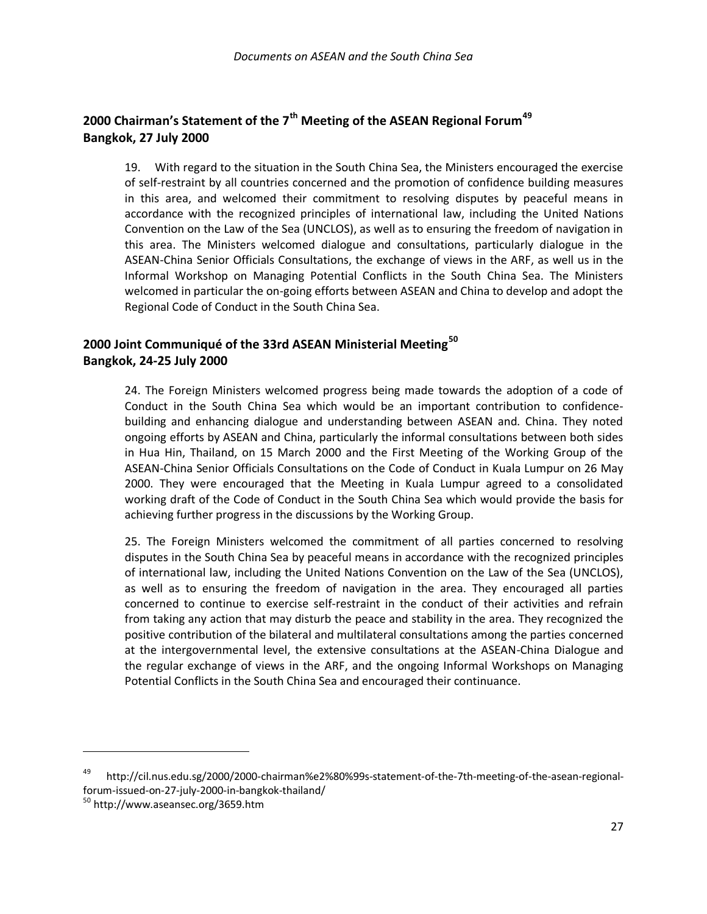## 2000 Chairman's Statement of the 7th Meeting of the ASEAN Regional Forum[49]
## Bangkok, 27 July 2000

19. With regard to the situation in the South China Sea, the Ministers encouraged the exercise of self-restraint by all countries concerned and the promotion of confidence building measures in this area, and welcomed their commitment to resolving disputes by peaceful means in accordance with the recognized principles of international law, including the United Nations Convention on the Law of the Sea (UNCLOS), as well as to ensuring the freedom of navigation in this area. The Ministers welcomed dialogue and consultations, particularly dialogue in the ASEAN-China Senior Officials Consultations, the exchange of views in the ARF, as well us in the Informal Workshop on Managing Potential Conflicts in the South China Sea. The Ministers welcomed in particular the on-going efforts between ASEAN and China to develop and adopt the Regional Code of Conduct in the South China Sea.

## 2000 Joint Communiqué of the 33rd ASEAN Ministerial Meeting[50]
## Bangkok, 24-25 July 2000

24. The Foreign Ministers welcomed progress being made towards the adoption of a code of Conduct in the South China Sea which would be an important contribution to confidence-building and enhancing dialogue and understanding between ASEAN and. China. They noted ongoing efforts by ASEAN and China, particularly the informal consultations between both sides in Hua Hin, Thailand, on 15 March 2000 and the First Meeting of the Working Group of the ASEAN-China Senior Officials Consultations on the Code of Conduct in Kuala Lumpur on 26 May 2000. They were encouraged that the Meeting in Kuala Lumpur agreed to a consolidated working draft of the Code of Conduct in the South China Sea which would provide the basis for achieving further progress in the discussions by the Working Group.

25. The Foreign Ministers welcomed the commitment of all parties concerned to resolving disputes in the South China Sea by peaceful means in accordance with the recognized principles of international law, including the United Nations Convention on the Law of the Sea (UNCLOS), as well as to ensuring the freedom of navigation in the area. They encouraged all parties concerned to continue to exercise self-restraint in the conduct of their activities and refrain from taking any action that may disturb the peace and stability in the area. They recognized the positive contribution of the bilateral and multilateral consultations among the parties concerned at the intergovernmental level, the extensive consultations at the ASEAN-China Dialogue and the regular exchange of views in the ARF, and the ongoing Informal Workshops on Managing Potential Conflicts in the South China Sea and encouraged their continuance.

---

[49] http://cil.nus.edu.sg/2000/2000-chairman%e2%80%99s-statement-of-the-7th-meeting-of-the-asean-regional-forum-issued-on-27-july-2000-in-bangkok-thailand/

[50] http://www.aseansec.org/3659.htm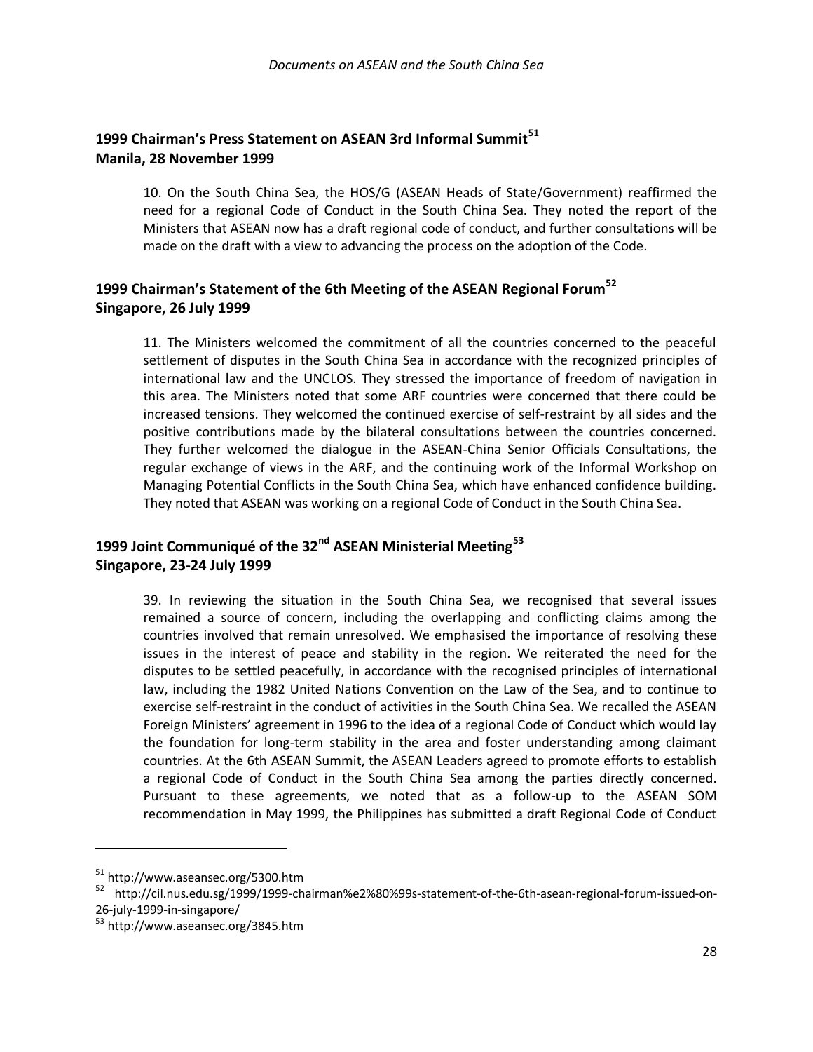## 1999 Chairman's Press Statement on ASEAN 3rd Informal Summit[51]
## Manila, 28 November 1999

10. On the South China Sea, the HOS/G (ASEAN Heads of State/Government) reaffirmed the need for a regional Code of Conduct in the South China Sea. They noted the report of the Ministers that ASEAN now has a draft regional code of conduct, and further consultations will be made on the draft with a view to advancing the process on the adoption of the Code.

## 1999 Chairman's Statement of the 6th Meeting of the ASEAN Regional Forum[52]
## Singapore, 26 July 1999

11. The Ministers welcomed the commitment of all the countries concerned to the peaceful settlement of disputes in the South China Sea in accordance with the recognized principles of international law and the UNCLOS. They stressed the importance of freedom of navigation in this area. The Ministers noted that some ARF countries were concerned that there could be increased tensions. They welcomed the continued exercise of self-restraint by all sides and the positive contributions made by the bilateral consultations between the countries concerned. They further welcomed the dialogue in the ASEAN-China Senior Officials Consultations, the regular exchange of views in the ARF, and the continuing work of the Informal Workshop on Managing Potential Conflicts in the South China Sea, which have enhanced confidence building. They noted that ASEAN was working on a regional Code of Conduct in the South China Sea.

## 1999 Joint Communiqué of the 32nd ASEAN Ministerial Meeting[53]
## Singapore, 23-24 July 1999

39. In reviewing the situation in the South China Sea, we recognised that several issues remained a source of concern, including the overlapping and conflicting claims among the countries involved that remain unresolved. We emphasised the importance of resolving these issues in the interest of peace and stability in the region. We reiterated the need for the disputes to be settled peacefully, in accordance with the recognised principles of international law, including the 1982 United Nations Convention on the Law of the Sea, and to continue to exercise self-restraint in the conduct of activities in the South China Sea. We recalled the ASEAN Foreign Ministers' agreement in 1996 to the idea of a regional Code of Conduct which would lay the foundation for long-term stability in the area and foster understanding among claimant countries. At the 6th ASEAN Summit, the ASEAN Leaders agreed to promote efforts to establish a regional Code of Conduct in the South China Sea among the parties directly concerned. Pursuant to these agreements, we noted that as a follow-up to the ASEAN SOM recommendation in May 1999, the Philippines has submitted a draft Regional Code of Conduct

---

[51] http://www.aseansec.org/5300.htm

[52] http://cil.nus.edu.sg/1999/1999-chairman%e2%80%99s-statement-of-the-6th-asean-regional-forum-issued-on-26-july-1999-in-singapore/

[53] http://www.aseansec.org/3845.htm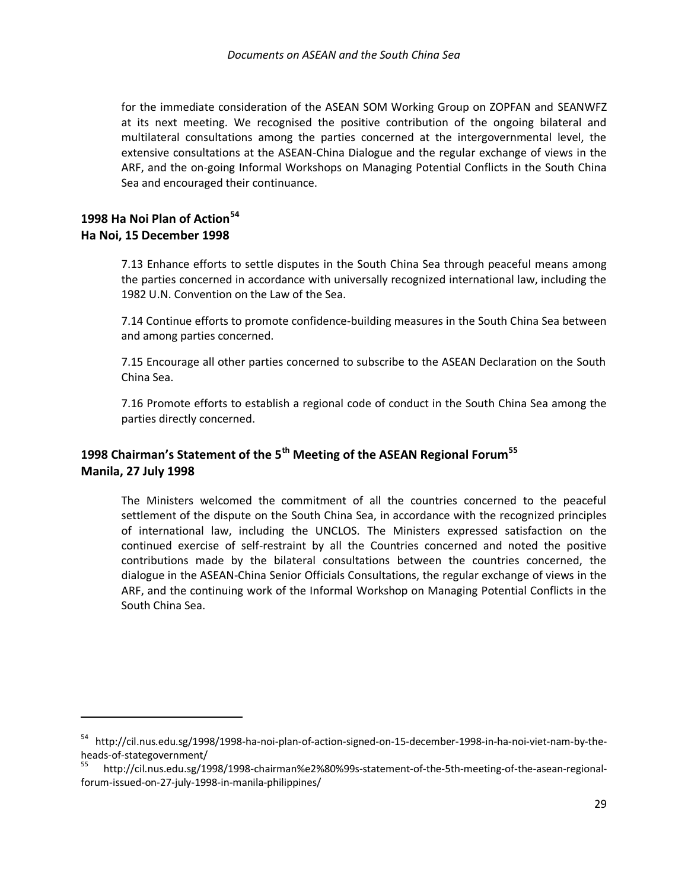for the immediate consideration of the ASEAN SOM Working Group on ZOPFAN and SEANWFZ at its next meeting. We recognised the positive contribution of the ongoing bilateral and multilateral consultations among the parties concerned at the intergovernmental level, the extensive consultations at the ASEAN-China Dialogue and the regular exchange of views in the ARF, and the on-going Informal Workshops on Managing Potential Conflicts in the South China Sea and encouraged their continuance.

## 1998 Ha Noi Plan of Action[54]
## Ha Noi, 15 December 1998

7.13 Enhance efforts to settle disputes in the South China Sea through peaceful means among the parties concerned in accordance with universally recognized international law, including the 1982 U.N. Convention on the Law of the Sea.

7.14 Continue efforts to promote confidence-building measures in the South China Sea between and among parties concerned.

7.15 Encourage all other parties concerned to subscribe to the ASEAN Declaration on the South China Sea.

7.16 Promote efforts to establish a regional code of conduct in the South China Sea among the parties directly concerned.

## 1998 Chairman's Statement of the 5th Meeting of the ASEAN Regional Forum[55]
## Manila, 27 July 1998

The Ministers welcomed the commitment of all the countries concerned to the peaceful settlement of the dispute on the South China Sea, in accordance with the recognized principles of international law, including the UNCLOS. The Ministers expressed satisfaction on the continued exercise of self-restraint by all the Countries concerned and noted the positive contributions made by the bilateral consultations between the countries concerned, the dialogue in the ASEAN-China Senior Officials Consultations, the regular exchange of views in the ARF, and the continuing work of the Informal Workshop on Managing Potential Conflicts in the South China Sea.

---

[54] http://cil.nus.edu.sg/1998/1998-ha-noi-plan-of-action-signed-on-15-december-1998-in-ha-noi-viet-nam-by-the-heads-of-stategovernment/

[55] http://cil.nus.edu.sg/1998/1998-chairman%e2%80%99s-statement-of-the-5th-meeting-of-the-asean-regional-forum-issued-on-27-july-1998-in-manila-philippines/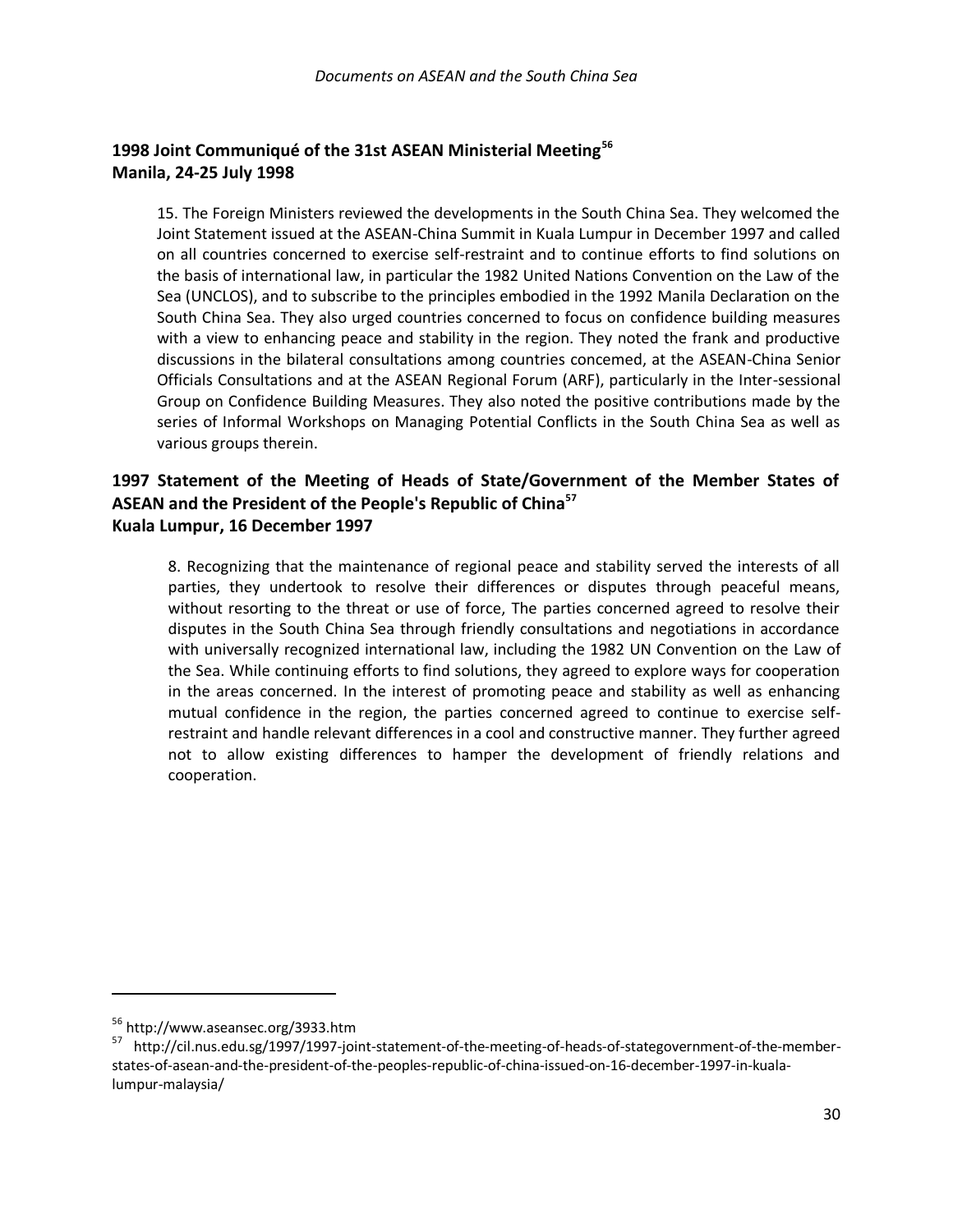## 1998 Joint Communiqué of the 31st ASEAN Ministerial Meeting[56]
## Manila, 24-25 July 1998

15. The Foreign Ministers reviewed the developments in the South China Sea. They welcomed the Joint Statement issued at the ASEAN-China Summit in Kuala Lumpur in December 1997 and called on all countries concerned to exercise self-restraint and to continue efforts to find solutions on the basis of international law, in particular the 1982 United Nations Convention on the Law of the Sea (UNCLOS), and to subscribe to the principles embodied in the 1992 Manila Declaration on the South China Sea. They also urged countries concerned to focus on confidence building measures with a view to enhancing peace and stability in the region. They noted the frank and productive discussions in the bilateral consultations among countries concemed, at the ASEAN-China Senior Officials Consultations and at the ASEAN Regional Forum (ARF), particularly in the Inter-sessional Group on Confidence Building Measures. They also noted the positive contributions made by the series of Informal Workshops on Managing Potential Conflicts in the South China Sea as well as various groups therein.

## 1997 Statement of the Meeting of Heads of State/Government of the Member States of ASEAN and the President of the People's Republic of China[57]
## Kuala Lumpur, 16 December 1997

8. Recognizing that the maintenance of regional peace and stability served the interests of all parties, they undertook to resolve their differences or disputes through peaceful means, without resorting to the threat or use of force, The parties concerned agreed to resolve their disputes in the South China Sea through friendly consultations and negotiations in accordance with universally recognized international law, including the 1982 UN Convention on the Law of the Sea. While continuing efforts to find solutions, they agreed to explore ways for cooperation in the areas concerned. In the interest of promoting peace and stability as well as enhancing mutual confidence in the region, the parties concerned agreed to continue to exercise self-restraint and handle relevant differences in a cool and constructive manner. They further agreed not to allow existing differences to hamper the development of friendly relations and cooperation.

---

[56] http://www.aseansec.org/3933.htm

[57] http://cil.nus.edu.sg/1997/1997-joint-statement-of-the-meeting-of-heads-of-stategovernment-of-the-member-states-of-asean-and-the-president-of-the-peoples-republic-of-china-issued-on-16-december-1997-in-kuala-lumpur-malaysia/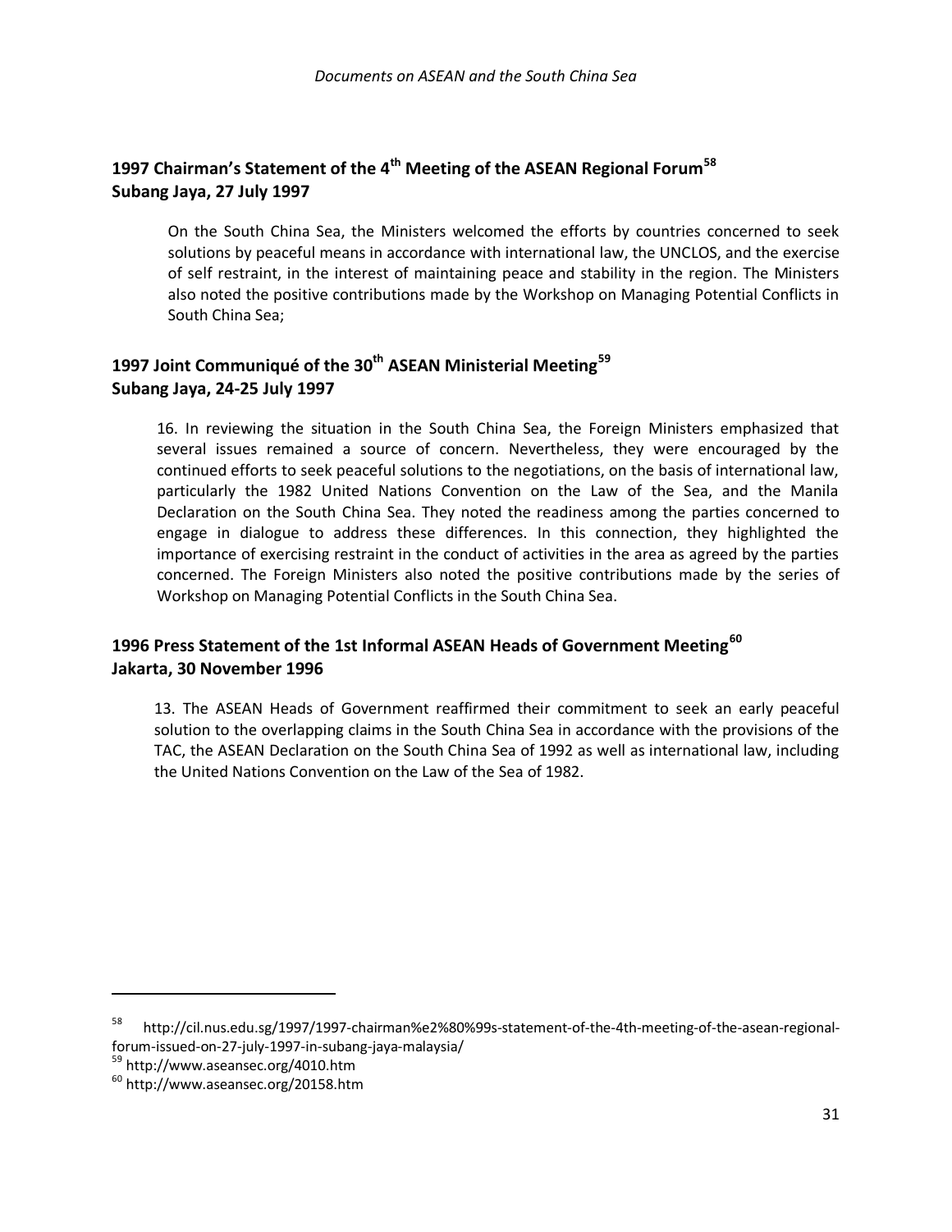## 1997 Chairman's Statement of the 4th Meeting of the ASEAN Regional Forum[58]
## Subang Jaya, 27 July 1997

On the South China Sea, the Ministers welcomed the efforts by countries concerned to seek solutions by peaceful means in accordance with international law, the UNCLOS, and the exercise of self restraint, in the interest of maintaining peace and stability in the region. The Ministers also noted the positive contributions made by the Workshop on Managing Potential Conflicts in South China Sea;

## 1997 Joint Communiqué of the 30th ASEAN Ministerial Meeting[59]
## Subang Jaya, 24-25 July 1997

16. In reviewing the situation in the South China Sea, the Foreign Ministers emphasized that several issues remained a source of concern. Nevertheless, they were encouraged by the continued efforts to seek peaceful solutions to the negotiations, on the basis of international law, particularly the 1982 United Nations Convention on the Law of the Sea, and the Manila Declaration on the South China Sea. They noted the readiness among the parties concerned to engage in dialogue to address these differences. In this connection, they highlighted the importance of exercising restraint in the conduct of activities in the area as agreed by the parties concerned. The Foreign Ministers also noted the positive contributions made by the series of Workshop on Managing Potential Conflicts in the South China Sea.

## 1996 Press Statement of the 1st Informal ASEAN Heads of Government Meeting[60]
## Jakarta, 30 November 1996

13. The ASEAN Heads of Government reaffirmed their commitment to seek an early peaceful solution to the overlapping claims in the South China Sea in accordance with the provisions of the TAC, the ASEAN Declaration on the South China Sea of 1992 as well as international law, including the United Nations Convention on the Law of the Sea of 1982.

---

[58] http://cil.nus.edu.sg/1997/1997-chairman%e2%80%99s-statement-of-the-4th-meeting-of-the-asean-regional-forum-issued-on-27-july-1997-in-subang-jaya-malaysia/

[59] http://www.aseansec.org/4010.htm

[60] http://www.aseansec.org/20158.htm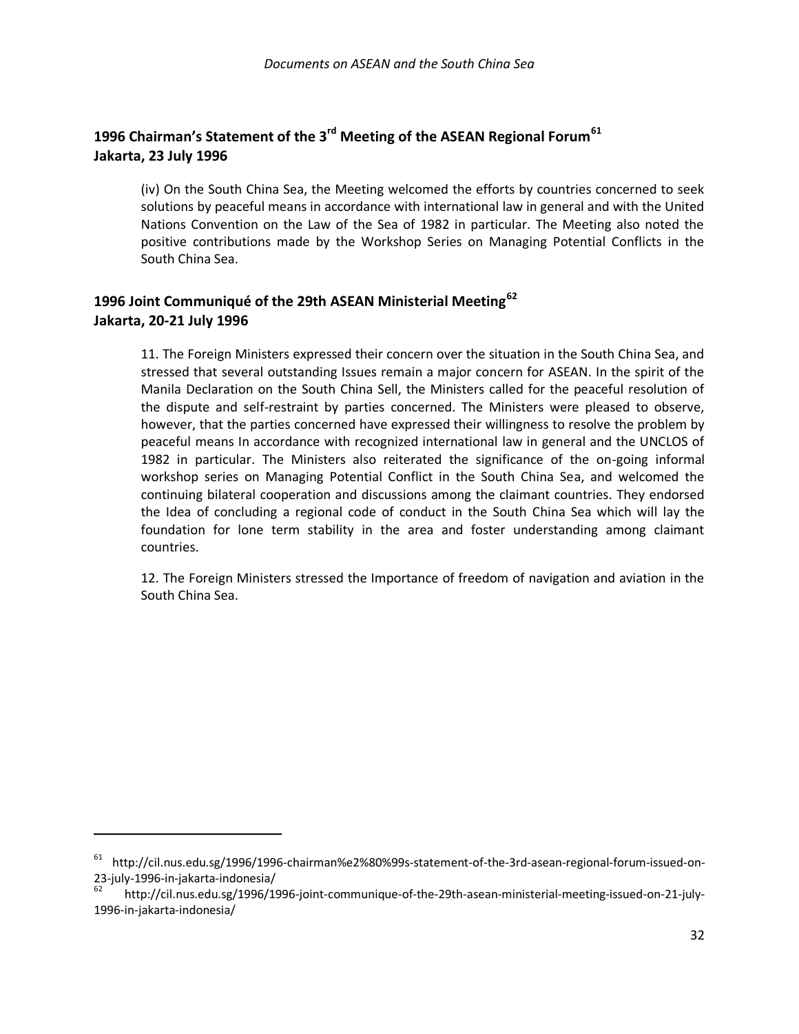## 1996 Chairman's Statement of the 3rd Meeting of the ASEAN Regional Forum[61]
## Jakarta, 23 July 1996

(iv) On the South China Sea, the Meeting welcomed the efforts by countries concerned to seek solutions by peaceful means in accordance with international law in general and with the United Nations Convention on the Law of the Sea of 1982 in particular. The Meeting also noted the positive contributions made by the Workshop Series on Managing Potential Conflicts in the South China Sea.

## 1996 Joint Communiqué of the 29th ASEAN Ministerial Meeting[62]
## Jakarta, 20-21 July 1996

11. The Foreign Ministers expressed their concern over the situation in the South China Sea, and stressed that several outstanding Issues remain a major concern for ASEAN. In the spirit of the Manila Declaration on the South China Sell, the Ministers called for the peaceful resolution of the dispute and self-restraint by parties concerned. The Ministers were pleased to observe, however, that the parties concerned have expressed their willingness to resolve the problem by peaceful means In accordance with recognized international law in general and the UNCLOS of 1982 in particular. The Ministers also reiterated the significance of the on-going informal workshop series on Managing Potential Conflict in the South China Sea, and welcomed the continuing bilateral cooperation and discussions among the claimant countries. They endorsed the Idea of concluding a regional code of conduct in the South China Sea which will lay the foundation for lone term stability in the area and foster understanding among claimant countries.

12. The Foreign Ministers stressed the Importance of freedom of navigation and aviation in the South China Sea.

---

[61] http://cil.nus.edu.sg/1996/1996-chairman%e2%80%99s-statement-of-the-3rd-asean-regional-forum-issued-on-23-july-1996-in-jakarta-indonesia/

[62] http://cil.nus.edu.sg/1996/1996-joint-communique-of-the-29th-asean-ministerial-meeting-issued-on-21-july-1996-in-jakarta-indonesia/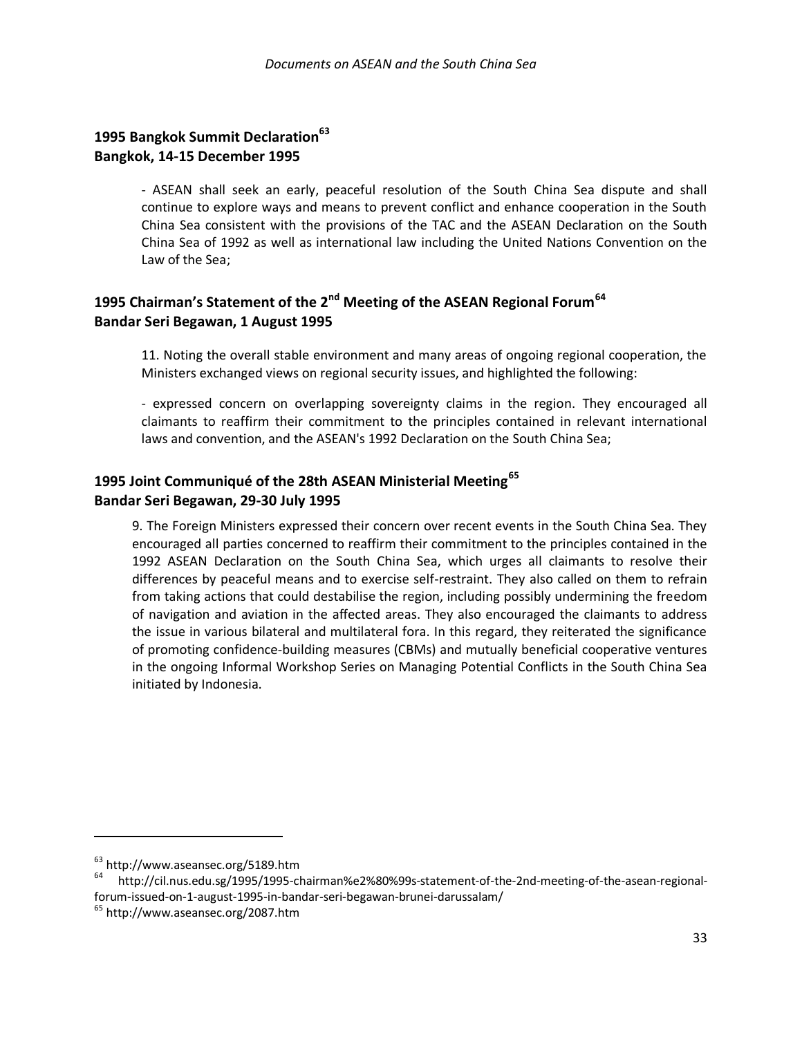### 1995 Bangkok Summit Declaration[63]
### Bangkok, 14-15 December 1995

- ASEAN shall seek an early, peaceful resolution of the South China Sea dispute and shall continue to explore ways and means to prevent conflict and enhance cooperation in the South China Sea consistent with the provisions of the TAC and the ASEAN Declaration on the South China Sea of 1992 as well as international law including the United Nations Convention on the Law of the Sea;

### 1995 Chairman's Statement of the 2nd Meeting of the ASEAN Regional Forum[64]
### Bandar Seri Begawan, 1 August 1995

11. Noting the overall stable environment and many areas of ongoing regional cooperation, the Ministers exchanged views on regional security issues, and highlighted the following:

- expressed concern on overlapping sovereignty claims in the region. They encouraged all claimants to reaffirm their commitment to the principles contained in relevant international laws and convention, and the ASEAN's 1992 Declaration on the South China Sea;

### 1995 Joint Communiqué of the 28th ASEAN Ministerial Meeting[65]
### Bandar Seri Begawan, 29-30 July 1995

9. The Foreign Ministers expressed their concern over recent events in the South China Sea. They encouraged all parties concerned to reaffirm their commitment to the principles contained in the 1992 ASEAN Declaration on the South China Sea, which urges all claimants to resolve their differences by peaceful means and to exercise self-restraint. They also called on them to refrain from taking actions that could destabilise the region, including possibly undermining the freedom of navigation and aviation in the affected areas. They also encouraged the claimants to address the issue in various bilateral and multilateral fora. In this regard, they reiterated the significance of promoting confidence-building measures (CBMs) and mutually beneficial cooperative ventures in the ongoing Informal Workshop Series on Managing Potential Conflicts in the South China Sea initiated by Indonesia.

---

[63] http://www.aseansec.org/5189.htm

[64] http://cil.nus.edu.sg/1995/1995-chairman%e2%80%99s-statement-of-the-2nd-meeting-of-the-asean-regional-forum-issued-on-1-august-1995-in-bandar-seri-begawan-brunei-darussalam/

[65] http://www.aseansec.org/2087.htm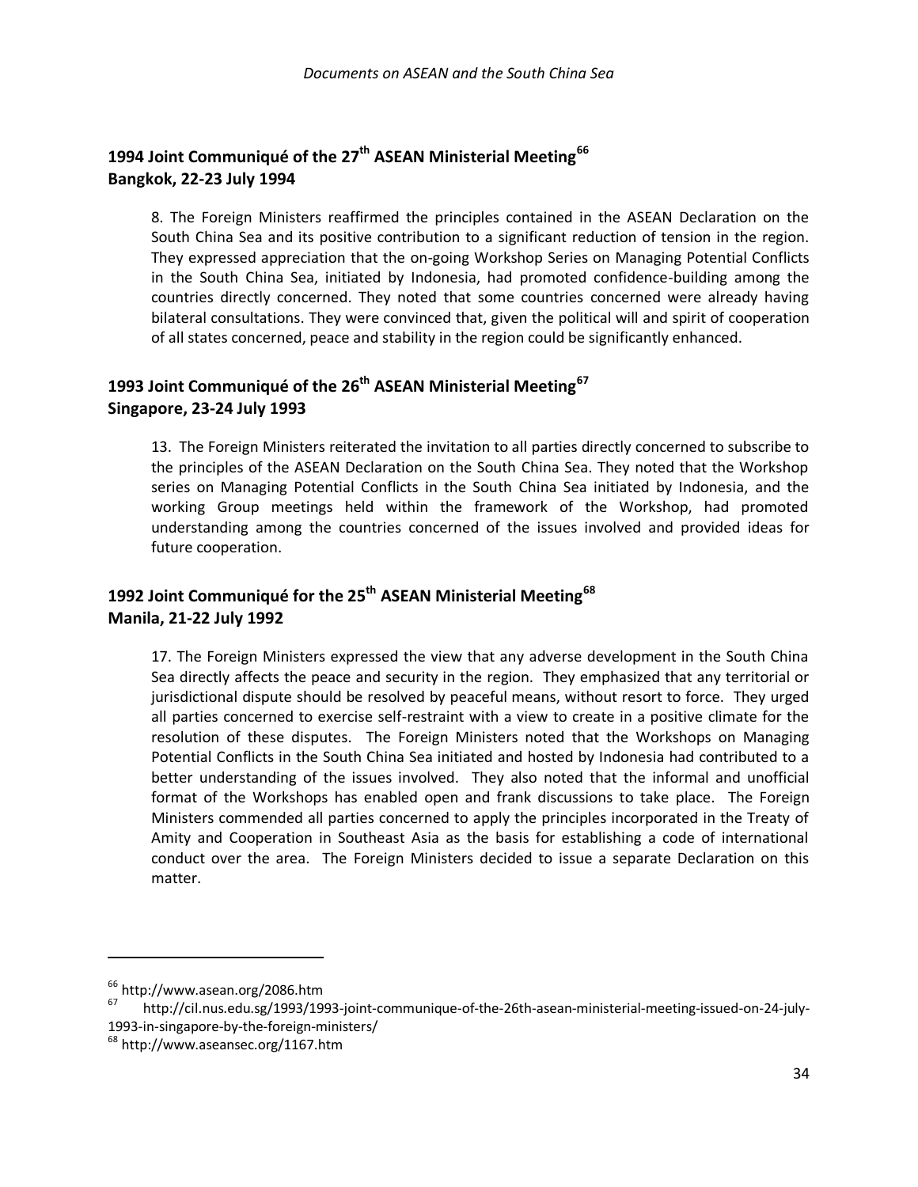## 1994 Joint Communiqué of the 27th ASEAN Ministerial Meeting[66]
## Bangkok, 22-23 July 1994

8. The Foreign Ministers reaffirmed the principles contained in the ASEAN Declaration on the South China Sea and its positive contribution to a significant reduction of tension in the region. They expressed appreciation that the on-going Workshop Series on Managing Potential Conflicts in the South China Sea, initiated by Indonesia, had promoted confidence-building among the countries directly concerned. They noted that some countries concerned were already having bilateral consultations. They were convinced that, given the political will and spirit of cooperation of all states concerned, peace and stability in the region could be significantly enhanced.

## 1993 Joint Communiqué of the 26th ASEAN Ministerial Meeting[67]
## Singapore, 23-24 July 1993

13. The Foreign Ministers reiterated the invitation to all parties directly concerned to subscribe to the principles of the ASEAN Declaration on the South China Sea. They noted that the Workshop series on Managing Potential Conflicts in the South China Sea initiated by Indonesia, and the working Group meetings held within the framework of the Workshop, had promoted understanding among the countries concerned of the issues involved and provided ideas for future cooperation.

## 1992 Joint Communiqué for the 25th ASEAN Ministerial Meeting[68]
## Manila, 21-22 July 1992

17. The Foreign Ministers expressed the view that any adverse development in the South China Sea directly affects the peace and security in the region. They emphasized that any territorial or jurisdictional dispute should be resolved by peaceful means, without resort to force. They urged all parties concerned to exercise self-restraint with a view to create in a positive climate for the resolution of these disputes. The Foreign Ministers noted that the Workshops on Managing Potential Conflicts in the South China Sea initiated and hosted by Indonesia had contributed to a better understanding of the issues involved. They also noted that the informal and unofficial format of the Workshops has enabled open and frank discussions to take place. The Foreign Ministers commended all parties concerned to apply the principles incorporated in the Treaty of Amity and Cooperation in Southeast Asia as the basis for establishing a code of international conduct over the area. The Foreign Ministers decided to issue a separate Declaration on this matter.

---

[66] http://www.asean.org/2086.htm

[67] http://cil.nus.edu.sg/1993/1993-joint-communique-of-the-26th-asean-ministerial-meeting-issued-on-24-july-1993-in-singapore-by-the-foreign-ministers/

[68] http://www.aseansec.org/1167.htm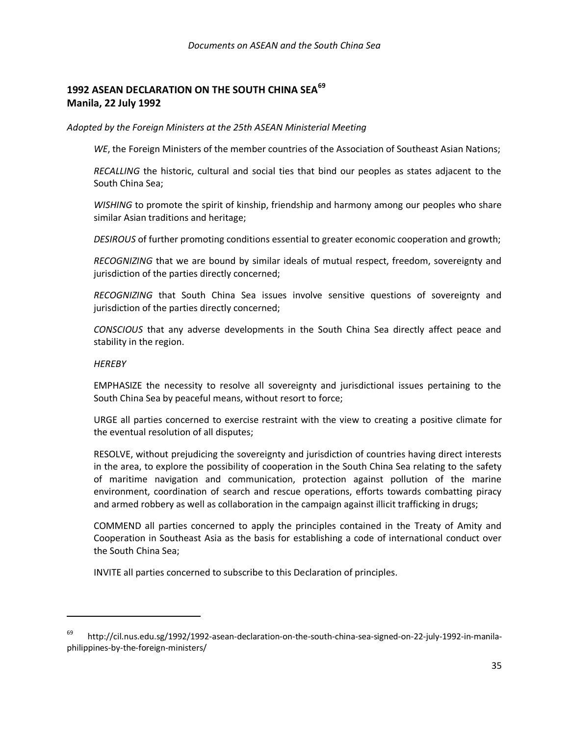## 1992 ASEAN DECLARATION ON THE SOUTH CHINA SEA[69]
## Manila, 22 July 1992

*Adopted by the Foreign Ministers at the 25th ASEAN Ministerial Meeting*

*WE*, the Foreign Ministers of the member countries of the Association of Southeast Asian Nations;

*RECALLING* the historic, cultural and social ties that bind our peoples as states adjacent to the South China Sea;

*WISHING* to promote the spirit of kinship, friendship and harmony among our peoples who share similar Asian traditions and heritage;

*DESIROUS* of further promoting conditions essential to greater economic cooperation and growth;

*RECOGNIZING* that we are bound by similar ideals of mutual respect, freedom, sovereignty and jurisdiction of the parties directly concerned;

*RECOGNIZING* that South China Sea issues involve sensitive questions of sovereignty and jurisdiction of the parties directly concerned;

*CONSCIOUS* that any adverse developments in the South China Sea directly affect peace and stability in the region.

*HEREBY*

EMPHASIZE the necessity to resolve all sovereignty and jurisdictional issues pertaining to the South China Sea by peaceful means, without resort to force;

URGE all parties concerned to exercise restraint with the view to creating a positive climate for the eventual resolution of all disputes;

RESOLVE, without prejudicing the sovereignty and jurisdiction of countries having direct interests in the area, to explore the possibility of cooperation in the South China Sea relating to the safety of maritime navigation and communication, protection against pollution of the marine environment, coordination of search and rescue operations, efforts towards combatting piracy and armed robbery as well as collaboration in the campaign against illicit trafficking in drugs;

COMMEND all parties concerned to apply the principles contained in the Treaty of Amity and Cooperation in Southeast Asia as the basis for establishing a code of international conduct over the South China Sea;

INVITE all parties concerned to subscribe to this Declaration of principles.

---

[69] http://cil.nus.edu.sg/1992/1992-asean-declaration-on-the-south-china-sea-signed-on-22-july-1992-in-manila-philippines-by-the-foreign-ministers/